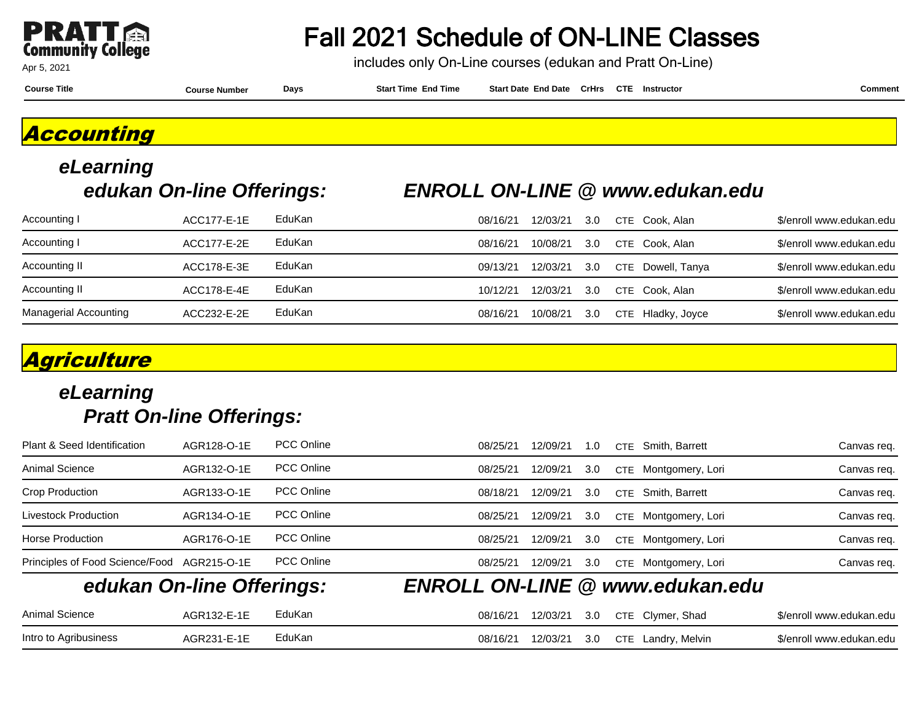PRATT Community College

Apr 5, 2021

# Fall 2021 Schedule of ON-LINE Classes

includes only On-Line courses (edukan and Pratt On-Line)

## Accounting

### eLearning

#### edukan On-line Offerings: ENROLL ON-LINE @ www.edukan.edu

| Course Title | Course Number | Days | Start Time | End Time | Start Date | End Date | CrHrs | CTE | Instructor | Comment |
|---|---|---|---|---|---|---|---|---|---|---|
| Accounting I | ACC177-E-1E | EduKan | | | 08/16/21 | 12/03/21 | 3.0 | CTE | Cook, Alan | $/enroll www.edukan.edu |
| Accounting I | ACC177-E-2E | EduKan | | | 08/16/21 | 10/08/21 | 3.0 | CTE | Cook, Alan | $/enroll www.edukan.edu |
| Accounting II | ACC178-E-3E | EduKan | | | 09/13/21 | 12/03/21 | 3.0 | CTE | Dowell, Tanya | $/enroll www.edukan.edu |
| Accounting II | ACC178-E-4E | EduKan | | | 10/12/21 | 12/03/21 | 3.0 | CTE | Cook, Alan | $/enroll www.edukan.edu |
| Managerial Accounting | ACC232-E-2E | EduKan | | | 08/16/21 | 10/08/21 | 3.0 | CTE | Hladky, Joyce | $/enroll www.edukan.edu |

## Agriculture

### eLearning

#### Pratt On-line Offerings:

| Course Title | Course Number | Days | Start Time | End Time | Start Date | End Date | CrHrs | CTE | Instructor | Comment |
|---|---|---|---|---|---|---|---|---|---|---|
| Plant & Seed Identification | AGR128-O-1E | PCC Online | | | 08/25/21 | 12/09/21 | 1.0 | CTE | Smith, Barrett | Canvas req. |
| Animal Science | AGR132-O-1E | PCC Online | | | 08/25/21 | 12/09/21 | 3.0 | CTE | Montgomery, Lori | Canvas req. |
| Crop Production | AGR133-O-1E | PCC Online | | | 08/18/21 | 12/09/21 | 3.0 | CTE | Smith, Barrett | Canvas req. |
| Livestock Production | AGR134-O-1E | PCC Online | | | 08/25/21 | 12/09/21 | 3.0 | CTE | Montgomery, Lori | Canvas req. |
| Horse Production | AGR176-O-1E | PCC Online | | | 08/25/21 | 12/09/21 | 3.0 | CTE | Montgomery, Lori | Canvas req. |
| Principles of Food Science/Food | AGR215-O-1E | PCC Online | | | 08/25/21 | 12/09/21 | 3.0 | CTE | Montgomery, Lori | Canvas req. |

#### edukan On-line Offerings: ENROLL ON-LINE @ www.edukan.edu

| Course Title | Course Number | Days | Start Time | End Time | Start Date | End Date | CrHrs | CTE | Instructor | Comment |
|---|---|---|---|---|---|---|---|---|---|---|
| Animal Science | AGR132-E-1E | EduKan | | | 08/16/21 | 12/03/21 | 3.0 | CTE | Clymer, Shad | $/enroll www.edukan.edu |
| Intro to Agribusiness | AGR231-E-1E | EduKan | | | 08/16/21 | 12/03/21 | 3.0 | CTE | Landry, Melvin | $/enroll www.edukan.edu |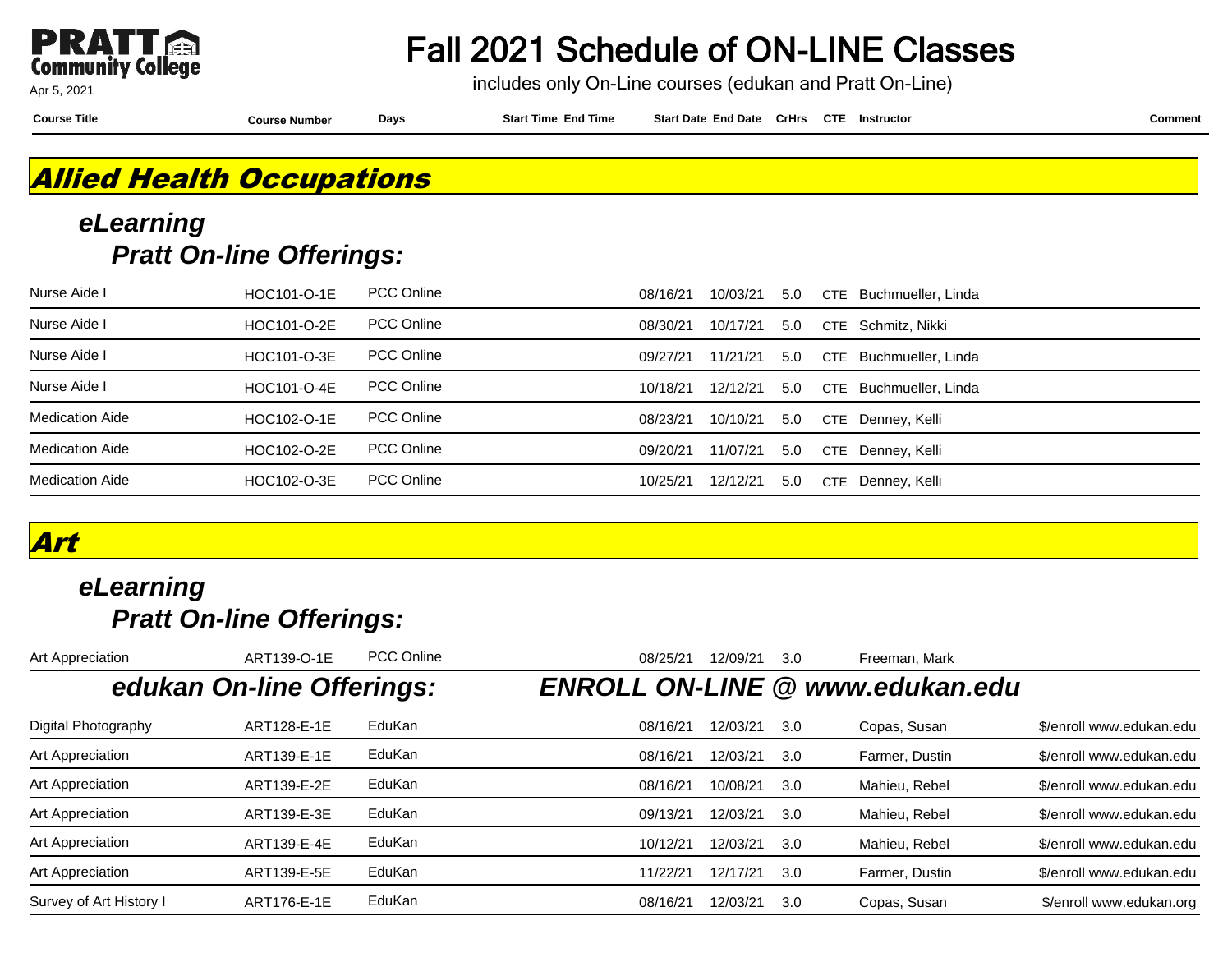# Fall 2021 Schedule of ON-LINE Classes

includes only On-Line courses (edukan and Pratt On-Line)

Apr 5, 2021

## Allied Health Occupations

### eLearning

#### Pratt On-line Offerings:

| Course Title | Course Number | Days | Start Time | End Time | Start Date | End Date | CrHrs | CTE | Instructor | Comment |
|---|---|---|---|---|---|---|---|---|---|---|
| Nurse Aide I | HOC101-O-1E | PCC Online | | | 08/16/21 | 10/03/21 | 5.0 | CTE | Buchmueller, Linda | |
| Nurse Aide I | HOC101-O-2E | PCC Online | | | 08/30/21 | 10/17/21 | 5.0 | CTE | Schmitz, Nikki | |
| Nurse Aide I | HOC101-O-3E | PCC Online | | | 09/27/21 | 11/21/21 | 5.0 | CTE | Buchmueller, Linda | |
| Nurse Aide I | HOC101-O-4E | PCC Online | | | 10/18/21 | 12/12/21 | 5.0 | CTE | Buchmueller, Linda | |
| Medication Aide | HOC102-O-1E | PCC Online | | | 08/23/21 | 10/10/21 | 5.0 | CTE | Denney, Kelli | |
| Medication Aide | HOC102-O-2E | PCC Online | | | 09/20/21 | 11/07/21 | 5.0 | CTE | Denney, Kelli | |
| Medication Aide | HOC102-O-3E | PCC Online | | | 10/25/21 | 12/12/21 | 5.0 | CTE | Denney, Kelli | |

## Art

### eLearning

#### Pratt On-line Offerings:

| Course Title | Course Number | Days | Start Time | End Time | Start Date | End Date | CrHrs | CTE | Instructor | Comment |
|---|---|---|---|---|---|---|---|---|---|---|
| Art Appreciation | ART139-O-1E | PCC Online | | | 08/25/21 | 12/09/21 | 3.0 | | Freeman, Mark | |

#### edukan On-line Offerings: ENROLL ON-LINE @ www.edukan.edu

| Course Title | Course Number | Days | Start Time | End Time | Start Date | End Date | CrHrs | CTE | Instructor | Comment |
|---|---|---|---|---|---|---|---|---|---|---|
| Digital Photography | ART128-E-1E | EduKan | | | 08/16/21 | 12/03/21 | 3.0 | | Copas, Susan | $/enroll www.edukan.edu |
| Art Appreciation | ART139-E-1E | EduKan | | | 08/16/21 | 12/03/21 | 3.0 | | Farmer, Dustin | $/enroll www.edukan.edu |
| Art Appreciation | ART139-E-2E | EduKan | | | 08/16/21 | 10/08/21 | 3.0 | | Mahieu, Rebel | $/enroll www.edukan.edu |
| Art Appreciation | ART139-E-3E | EduKan | | | 09/13/21 | 12/03/21 | 3.0 | | Mahieu, Rebel | $/enroll www.edukan.edu |
| Art Appreciation | ART139-E-4E | EduKan | | | 10/12/21 | 12/03/21 | 3.0 | | Mahieu, Rebel | $/enroll www.edukan.edu |
| Art Appreciation | ART139-E-5E | EduKan | | | 11/22/21 | 12/17/21 | 3.0 | | Farmer, Dustin | $/enroll www.edukan.edu |
| Survey of Art History I | ART176-E-1E | EduKan | | | 08/16/21 | 12/03/21 | 3.0 | | Copas, Susan | $/enroll www.edukan.org |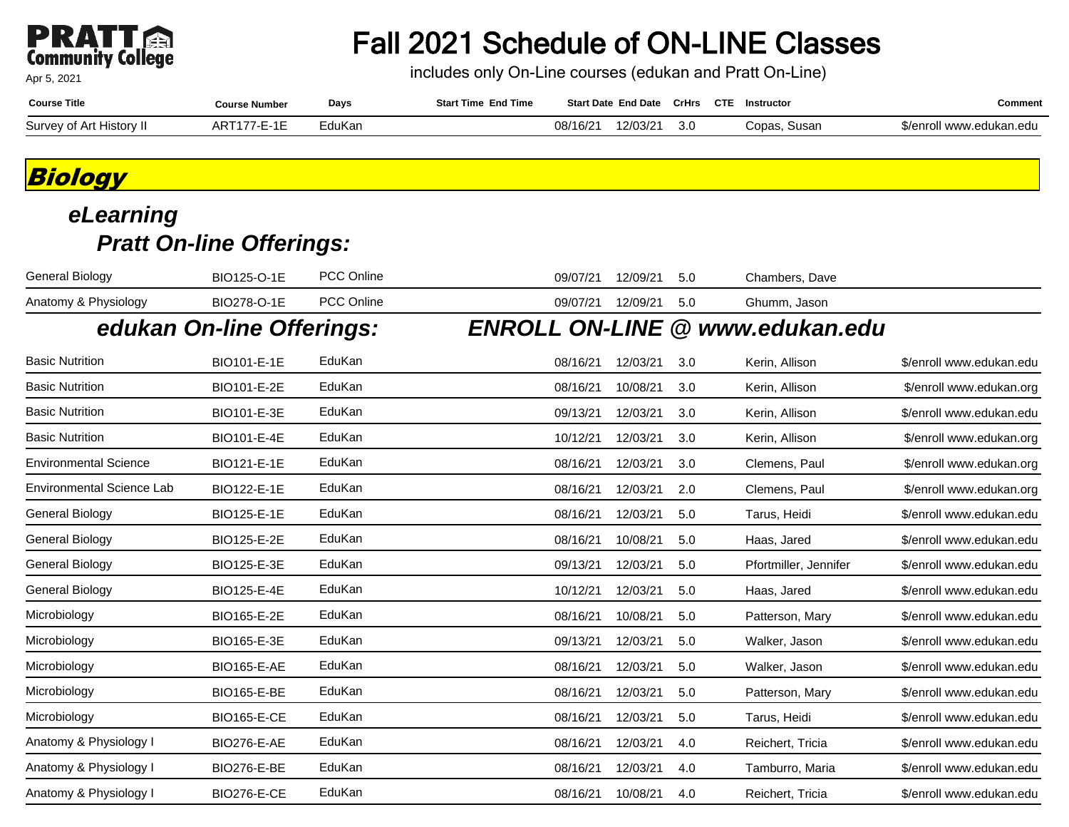# Fall 2021 Schedule of ON-LINE Classes

includes only On-Line courses (edukan and Pratt On-Line)

Apr 5, 2021

| Course Title | Course Number | Days | Start Time | End Time | Start Date | End Date | CrHrs | CTE | Instructor | Comment |
|---|---|---|---|---|---|---|---|---|---|---|
| Survey of Art History II | ART177-E-1E | EduKan | | | 08/16/21 | 12/03/21 | 3.0 | | Copas, Susan | $/enroll www.edukan.edu |

## *Biology*

### *eLearning*

#### *Pratt On-line Offerings:*

| Course Title | Course Number | Days | Start Time | End Time | Start Date | End Date | CrHrs | CTE | Instructor | Comment |
|---|---|---|---|---|---|---|---|---|---|---|
| General Biology | BIO125-O-1E | PCC Online | | | 09/07/21 | 12/09/21 | 5.0 | | Chambers, Dave | |
| Anatomy & Physiology | BIO278-O-1E | PCC Online | | | 09/07/21 | 12/09/21 | 5.0 | | Ghumm, Jason | |

#### *edukan On-line Offerings: ENROLL ON-LINE @ www.edukan.edu*

| Course Title | Course Number | Days | Start Time | End Time | Start Date | End Date | CrHrs | CTE | Instructor | Comment |
|---|---|---|---|---|---|---|---|---|---|---|
| Basic Nutrition | BIO101-E-1E | EduKan | | | 08/16/21 | 12/03/21 | 3.0 | | Kerin, Allison | $/enroll www.edukan.edu |
| Basic Nutrition | BIO101-E-2E | EduKan | | | 08/16/21 | 10/08/21 | 3.0 | | Kerin, Allison | $/enroll www.edukan.org |
| Basic Nutrition | BIO101-E-3E | EduKan | | | 09/13/21 | 12/03/21 | 3.0 | | Kerin, Allison | $/enroll www.edukan.edu |
| Basic Nutrition | BIO101-E-4E | EduKan | | | 10/12/21 | 12/03/21 | 3.0 | | Kerin, Allison | $/enroll www.edukan.org |
| Environmental Science | BIO121-E-1E | EduKan | | | 08/16/21 | 12/03/21 | 3.0 | | Clemens, Paul | $/enroll www.edukan.org |
| Environmental Science Lab | BIO122-E-1E | EduKan | | | 08/16/21 | 12/03/21 | 2.0 | | Clemens, Paul | $/enroll www.edukan.org |
| General Biology | BIO125-E-1E | EduKan | | | 08/16/21 | 12/03/21 | 5.0 | | Tarus, Heidi | $/enroll www.edukan.edu |
| General Biology | BIO125-E-2E | EduKan | | | 08/16/21 | 10/08/21 | 5.0 | | Haas, Jared | $/enroll www.edukan.edu |
| General Biology | BIO125-E-3E | EduKan | | | 09/13/21 | 12/03/21 | 5.0 | | Pfortmiller, Jennifer | $/enroll www.edukan.edu |
| General Biology | BIO125-E-4E | EduKan | | | 10/12/21 | 12/03/21 | 5.0 | | Haas, Jared | $/enroll www.edukan.edu |
| Microbiology | BIO165-E-2E | EduKan | | | 08/16/21 | 10/08/21 | 5.0 | | Patterson, Mary | $/enroll www.edukan.edu |
| Microbiology | BIO165-E-3E | EduKan | | | 09/13/21 | 12/03/21 | 5.0 | | Walker, Jason | $/enroll www.edukan.edu |
| Microbiology | BIO165-E-AE | EduKan | | | 08/16/21 | 12/03/21 | 5.0 | | Walker, Jason | $/enroll www.edukan.edu |
| Microbiology | BIO165-E-BE | EduKan | | | 08/16/21 | 12/03/21 | 5.0 | | Patterson, Mary | $/enroll www.edukan.edu |
| Microbiology | BIO165-E-CE | EduKan | | | 08/16/21 | 12/03/21 | 5.0 | | Tarus, Heidi | $/enroll www.edukan.edu |
| Anatomy & Physiology I | BIO276-E-AE | EduKan | | | 08/16/21 | 12/03/21 | 4.0 | | Reichert, Tricia | $/enroll www.edukan.edu |
| Anatomy & Physiology I | BIO276-E-BE | EduKan | | | 08/16/21 | 12/03/21 | 4.0 | | Tamburro, Maria | $/enroll www.edukan.edu |
| Anatomy & Physiology I | BIO276-E-CE | EduKan | | | 08/16/21 | 10/08/21 | 4.0 | | Reichert, Tricia | $/enroll www.edukan.edu |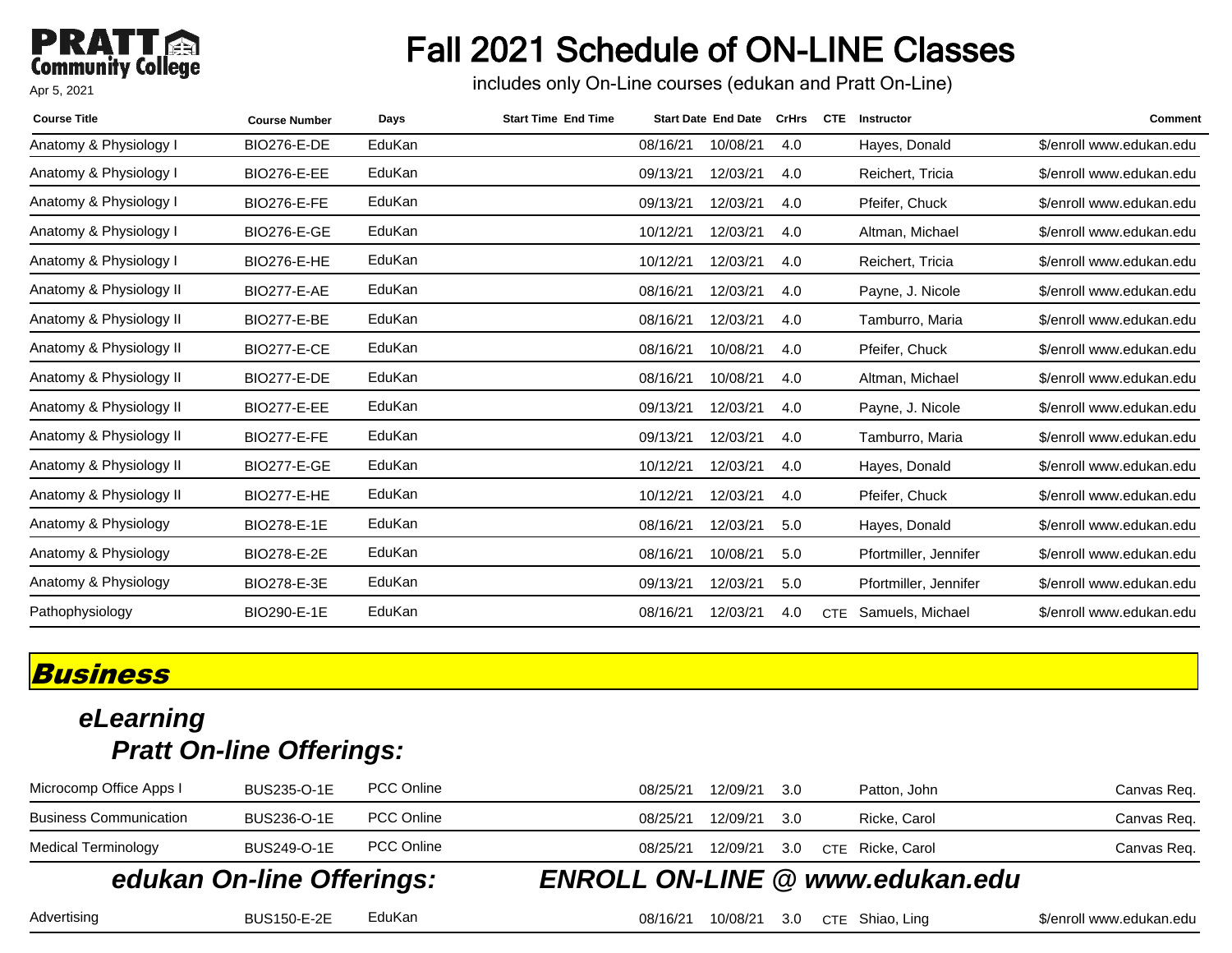# Fall 2021 Schedule of ON-LINE Classes

includes only On-Line courses (edukan and Pratt On-Line)

Apr 5, 2021

| Course Title | Course Number | Days | Start Time | End Time | Start Date | End Date | CrHrs | CTE | Instructor | Comment |
|---|---|---|---|---|---|---|---|---|---|---|
| Anatomy & Physiology I | BIO276-E-DE | EduKan | | | 08/16/21 | 10/08/21 | 4.0 | | Hayes, Donald | $/enroll www.edukan.edu |
| Anatomy & Physiology I | BIO276-E-EE | EduKan | | | 09/13/21 | 12/03/21 | 4.0 | | Reichert, Tricia | $/enroll www.edukan.edu |
| Anatomy & Physiology I | BIO276-E-FE | EduKan | | | 09/13/21 | 12/03/21 | 4.0 | | Pfeifer, Chuck | $/enroll www.edukan.edu |
| Anatomy & Physiology I | BIO276-E-GE | EduKan | | | 10/12/21 | 12/03/21 | 4.0 | | Altman, Michael | $/enroll www.edukan.edu |
| Anatomy & Physiology I | BIO276-E-HE | EduKan | | | 10/12/21 | 12/03/21 | 4.0 | | Reichert, Tricia | $/enroll www.edukan.edu |
| Anatomy & Physiology II | BIO277-E-AE | EduKan | | | 08/16/21 | 12/03/21 | 4.0 | | Payne, J. Nicole | $/enroll www.edukan.edu |
| Anatomy & Physiology II | BIO277-E-BE | EduKan | | | 08/16/21 | 12/03/21 | 4.0 | | Tamburro, Maria | $/enroll www.edukan.edu |
| Anatomy & Physiology II | BIO277-E-CE | EduKan | | | 08/16/21 | 10/08/21 | 4.0 | | Pfeifer, Chuck | $/enroll www.edukan.edu |
| Anatomy & Physiology II | BIO277-E-DE | EduKan | | | 08/16/21 | 10/08/21 | 4.0 | | Altman, Michael | $/enroll www.edukan.edu |
| Anatomy & Physiology II | BIO277-E-EE | EduKan | | | 09/13/21 | 12/03/21 | 4.0 | | Payne, J. Nicole | $/enroll www.edukan.edu |
| Anatomy & Physiology II | BIO277-E-FE | EduKan | | | 09/13/21 | 12/03/21 | 4.0 | | Tamburro, Maria | $/enroll www.edukan.edu |
| Anatomy & Physiology II | BIO277-E-GE | EduKan | | | 10/12/21 | 12/03/21 | 4.0 | | Hayes, Donald | $/enroll www.edukan.edu |
| Anatomy & Physiology II | BIO277-E-HE | EduKan | | | 10/12/21 | 12/03/21 | 4.0 | | Pfeifer, Chuck | $/enroll www.edukan.edu |
| Anatomy & Physiology | BIO278-E-1E | EduKan | | | 08/16/21 | 12/03/21 | 5.0 | | Hayes, Donald | $/enroll www.edukan.edu |
| Anatomy & Physiology | BIO278-E-2E | EduKan | | | 08/16/21 | 10/08/21 | 5.0 | | Pfortmiller, Jennifer | $/enroll www.edukan.edu |
| Anatomy & Physiology | BIO278-E-3E | EduKan | | | 09/13/21 | 12/03/21 | 5.0 | | Pfortmiller, Jennifer | $/enroll www.edukan.edu |
| Pathophysiology | BIO290-E-1E | EduKan | | | 08/16/21 | 12/03/21 | 4.0 | CTE | Samuels, Michael | $/enroll www.edukan.edu |

## Business

### eLearning

#### Pratt On-line Offerings:

| Course Title | Course Number | Days | Start Time | End Time | Start Date | End Date | CrHrs | CTE | Instructor | Comment |
|---|---|---|---|---|---|---|---|---|---|---|
| Microcomp Office Apps I | BUS235-O-1E | PCC Online | | | 08/25/21 | 12/09/21 | 3.0 | | Patton, John | Canvas Req. |
| Business Communication | BUS236-O-1E | PCC Online | | | 08/25/21 | 12/09/21 | 3.0 | | Ricke, Carol | Canvas Req. |
| Medical Terminology | BUS249-O-1E | PCC Online | | | 08/25/21 | 12/09/21 | 3.0 | CTE | Ricke, Carol | Canvas Req. |

#### edukan On-line Offerings: ENROLL ON-LINE @ www.edukan.edu

| Course Title | Course Number | Days | Start Time | End Time | Start Date | End Date | CrHrs | CTE | Instructor | Comment |
|---|---|---|---|---|---|---|---|---|---|---|
| Advertising | BUS150-E-2E | EduKan | | | 08/16/21 | 10/08/21 | 3.0 | CTE | Shiao, Ling | $/enroll www.edukan.edu |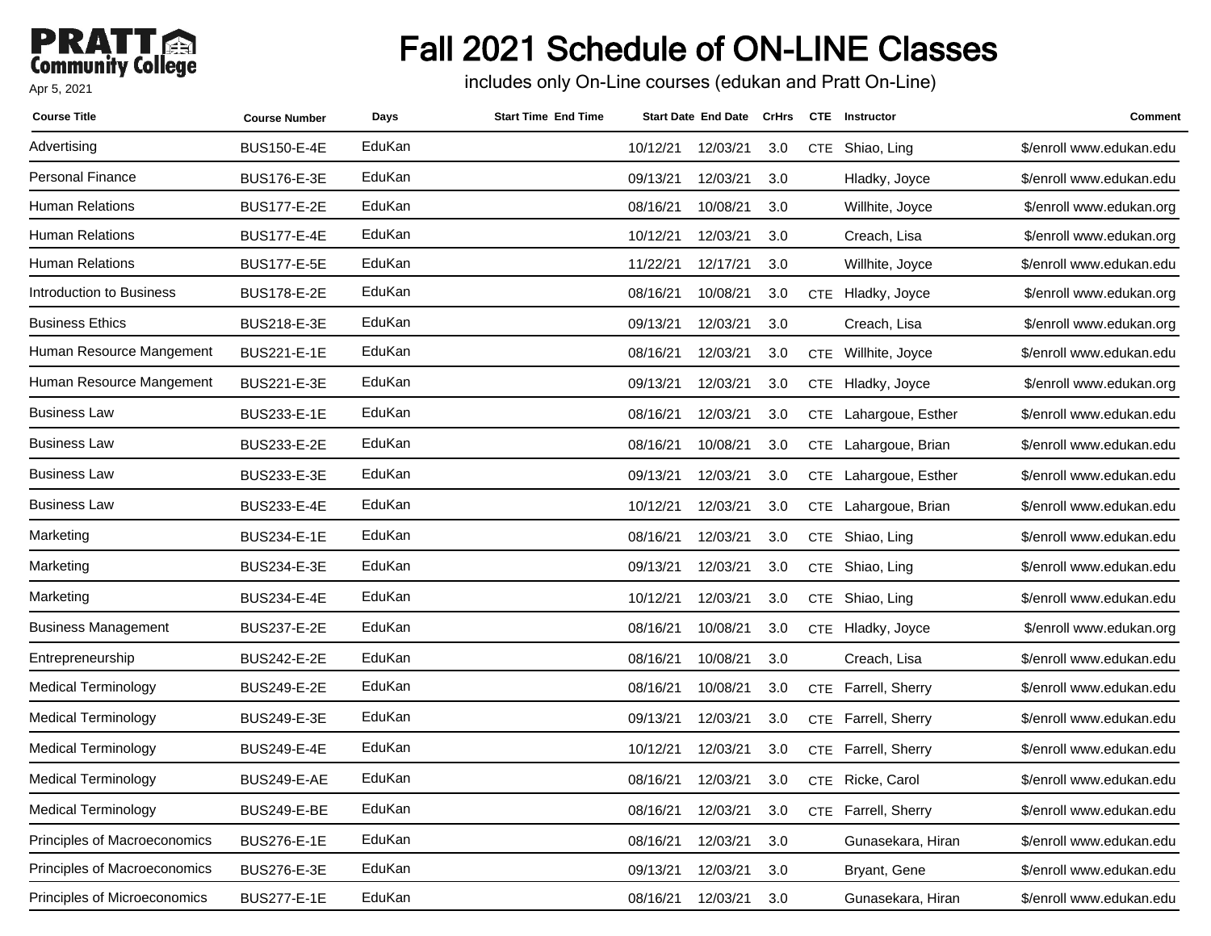**PRATT Community College**

Apr 5, 2021

# Fall 2021 Schedule of ON-LINE Classes

includes only On-Line courses (edukan and Pratt On-Line)

| Course Title | Course Number | Days | Start Time | End Time | Start Date | End Date | CrHrs | CTE | Instructor | Comment |
|---|---|---|---|---|---|---|---|---|---|---|
| Advertising | BUS150-E-4E | EduKan | | | 10/12/21 | 12/03/21 | 3.0 | CTE | Shiao, Ling | $/enroll www.edukan.edu |
| Personal Finance | BUS176-E-3E | EduKan | | | 09/13/21 | 12/03/21 | 3.0 | | Hladky, Joyce | $/enroll www.edukan.edu |
| Human Relations | BUS177-E-2E | EduKan | | | 08/16/21 | 10/08/21 | 3.0 | | Willhite, Joyce | $/enroll www.edukan.org |
| Human Relations | BUS177-E-4E | EduKan | | | 10/12/21 | 12/03/21 | 3.0 | | Creach, Lisa | $/enroll www.edukan.org |
| Human Relations | BUS177-E-5E | EduKan | | | 11/22/21 | 12/17/21 | 3.0 | | Willhite, Joyce | $/enroll www.edukan.edu |
| Introduction to Business | BUS178-E-2E | EduKan | | | 08/16/21 | 10/08/21 | 3.0 | CTE | Hladky, Joyce | $/enroll www.edukan.org |
| Business Ethics | BUS218-E-3E | EduKan | | | 09/13/21 | 12/03/21 | 3.0 | | Creach, Lisa | $/enroll www.edukan.org |
| Human Resource Mangement | BUS221-E-1E | EduKan | | | 08/16/21 | 12/03/21 | 3.0 | CTE | Willhite, Joyce | $/enroll www.edukan.edu |
| Human Resource Mangement | BUS221-E-3E | EduKan | | | 09/13/21 | 12/03/21 | 3.0 | CTE | Hladky, Joyce | $/enroll www.edukan.org |
| Business Law | BUS233-E-1E | EduKan | | | 08/16/21 | 12/03/21 | 3.0 | CTE | Lahargoue, Esther | $/enroll www.edukan.edu |
| Business Law | BUS233-E-2E | EduKan | | | 08/16/21 | 10/08/21 | 3.0 | CTE | Lahargoue, Brian | $/enroll www.edukan.edu |
| Business Law | BUS233-E-3E | EduKan | | | 09/13/21 | 12/03/21 | 3.0 | CTE | Lahargoue, Esther | $/enroll www.edukan.edu |
| Business Law | BUS233-E-4E | EduKan | | | 10/12/21 | 12/03/21 | 3.0 | CTE | Lahargoue, Brian | $/enroll www.edukan.edu |
| Marketing | BUS234-E-1E | EduKan | | | 08/16/21 | 12/03/21 | 3.0 | CTE | Shiao, Ling | $/enroll www.edukan.edu |
| Marketing | BUS234-E-3E | EduKan | | | 09/13/21 | 12/03/21 | 3.0 | CTE | Shiao, Ling | $/enroll www.edukan.edu |
| Marketing | BUS234-E-4E | EduKan | | | 10/12/21 | 12/03/21 | 3.0 | CTE | Shiao, Ling | $/enroll www.edukan.edu |
| Business Management | BUS237-E-2E | EduKan | | | 08/16/21 | 10/08/21 | 3.0 | CTE | Hladky, Joyce | $/enroll www.edukan.org |
| Entrepreneurship | BUS242-E-2E | EduKan | | | 08/16/21 | 10/08/21 | 3.0 | | Creach, Lisa | $/enroll www.edukan.edu |
| Medical Terminology | BUS249-E-2E | EduKan | | | 08/16/21 | 10/08/21 | 3.0 | CTE | Farrell, Sherry | $/enroll www.edukan.edu |
| Medical Terminology | BUS249-E-3E | EduKan | | | 09/13/21 | 12/03/21 | 3.0 | CTE | Farrell, Sherry | $/enroll www.edukan.edu |
| Medical Terminology | BUS249-E-4E | EduKan | | | 10/12/21 | 12/03/21 | 3.0 | CTE | Farrell, Sherry | $/enroll www.edukan.edu |
| Medical Terminology | BUS249-E-AE | EduKan | | | 08/16/21 | 12/03/21 | 3.0 | CTE | Ricke, Carol | $/enroll www.edukan.edu |
| Medical Terminology | BUS249-E-BE | EduKan | | | 08/16/21 | 12/03/21 | 3.0 | CTE | Farrell, Sherry | $/enroll www.edukan.edu |
| Principles of Macroeconomics | BUS276-E-1E | EduKan | | | 08/16/21 | 12/03/21 | 3.0 | | Gunasekara, Hiran | $/enroll www.edukan.edu |
| Principles of Macroeconomics | BUS276-E-3E | EduKan | | | 09/13/21 | 12/03/21 | 3.0 | | Bryant, Gene | $/enroll www.edukan.edu |
| Principles of Microeconomics | BUS277-E-1E | EduKan | | | 08/16/21 | 12/03/21 | 3.0 | | Gunasekara, Hiran | $/enroll www.edukan.edu |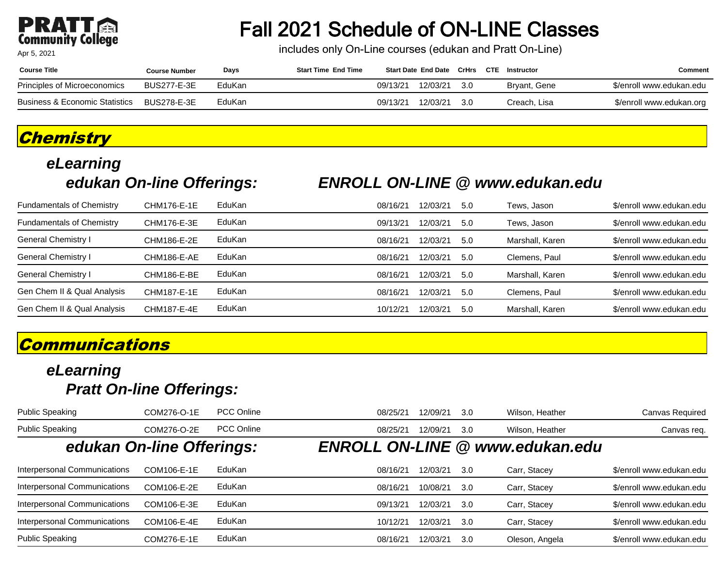# Fall 2021 Schedule of ON-LINE Classes

includes only On-Line courses (edukan and Pratt On-Line)

Apr 5, 2021

| Course Title | Course Number | Days | Start Time | End Time | Start Date | End Date | CrHrs | CTE | Instructor | Comment |
|---|---|---|---|---|---|---|---|---|---|---|
| Principles of Microeconomics | BUS277-E-3E | EduKan | | | 09/13/21 | 12/03/21 | 3.0 | | Bryant, Gene | $/enroll www.edukan.edu |
| Business & Economic Statistics | BUS278-E-3E | EduKan | | | 09/13/21 | 12/03/21 | 3.0 | | Creach, Lisa | $/enroll www.edukan.org |

## Chemistry

### eLearning

#### edukan On-line Offerings: ENROLL ON-LINE @ www.edukan.edu

| Course Title | Course Number | Days | Start Time | End Time | Start Date | End Date | CrHrs | CTE | Instructor | Comment |
|---|---|---|---|---|---|---|---|---|---|---|
| Fundamentals of Chemistry | CHM176-E-1E | EduKan | | | 08/16/21 | 12/03/21 | 5.0 | | Tews, Jason | $/enroll www.edukan.edu |
| Fundamentals of Chemistry | CHM176-E-3E | EduKan | | | 09/13/21 | 12/03/21 | 5.0 | | Tews, Jason | $/enroll www.edukan.edu |
| General Chemistry I | CHM186-E-2E | EduKan | | | 08/16/21 | 12/03/21 | 5.0 | | Marshall, Karen | $/enroll www.edukan.edu |
| General Chemistry I | CHM186-E-AE | EduKan | | | 08/16/21 | 12/03/21 | 5.0 | | Clemens, Paul | $/enroll www.edukan.edu |
| General Chemistry I | CHM186-E-BE | EduKan | | | 08/16/21 | 12/03/21 | 5.0 | | Marshall, Karen | $/enroll www.edukan.edu |
| Gen Chem II & Qual Analysis | CHM187-E-1E | EduKan | | | 08/16/21 | 12/03/21 | 5.0 | | Clemens, Paul | $/enroll www.edukan.edu |
| Gen Chem II & Qual Analysis | CHM187-E-4E | EduKan | | | 10/12/21 | 12/03/21 | 5.0 | | Marshall, Karen | $/enroll www.edukan.edu |

## Communications

### eLearning

#### Pratt On-line Offerings:

| Course Title | Course Number | Days | Start Time | End Time | Start Date | End Date | CrHrs | CTE | Instructor | Comment |
|---|---|---|---|---|---|---|---|---|---|---|
| Public Speaking | COM276-O-1E | PCC Online | | | 08/25/21 | 12/09/21 | 3.0 | | Wilson, Heather | Canvas Required |
| Public Speaking | COM276-O-2E | PCC Online | | | 08/25/21 | 12/09/21 | 3.0 | | Wilson, Heather | Canvas req. |

#### edukan On-line Offerings: ENROLL ON-LINE @ www.edukan.edu

| Course Title | Course Number | Days | Start Time | End Time | Start Date | End Date | CrHrs | CTE | Instructor | Comment |
|---|---|---|---|---|---|---|---|---|---|---|
| Interpersonal Communications | COM106-E-1E | EduKan | | | 08/16/21 | 12/03/21 | 3.0 | | Carr, Stacey | $/enroll www.edukan.edu |
| Interpersonal Communications | COM106-E-2E | EduKan | | | 08/16/21 | 10/08/21 | 3.0 | | Carr, Stacey | $/enroll www.edukan.edu |
| Interpersonal Communications | COM106-E-3E | EduKan | | | 09/13/21 | 12/03/21 | 3.0 | | Carr, Stacey | $/enroll www.edukan.edu |
| Interpersonal Communications | COM106-E-4E | EduKan | | | 10/12/21 | 12/03/21 | 3.0 | | Carr, Stacey | $/enroll www.edukan.edu |
| Public Speaking | COM276-E-1E | EduKan | | | 08/16/21 | 12/03/21 | 3.0 | | Oleson, Angela | $/enroll www.edukan.edu |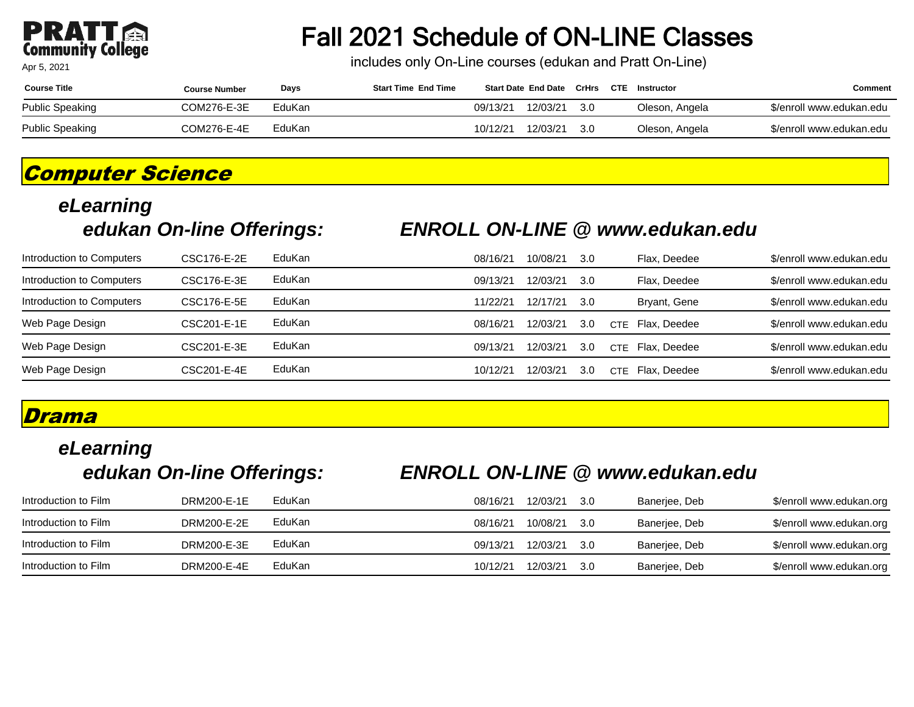PRATT Community College

Apr 5, 2021

# Fall 2021 Schedule of ON-LINE Classes

includes only On-Line courses (edukan and Pratt On-Line)

| Course Title | Course Number | Days | Start Time | End Time | Start Date | End Date | CrHrs | CTE | Instructor | Comment |
|---|---|---|---|---|---|---|---|---|---|---|
| Public Speaking | COM276-E-3E | EduKan | | | 09/13/21 | 12/03/21 | 3.0 | | Oleson, Angela | $/enroll www.edukan.edu |
| Public Speaking | COM276-E-4E | EduKan | | | 10/12/21 | 12/03/21 | 3.0 | | Oleson, Angela | $/enroll www.edukan.edu |

## Computer Science

### *eLearning*

### *edukan On-line Offerings: ENROLL ON-LINE @ www.edukan.edu*

| Course Title | Course Number | Days | Start Time | End Time | Start Date | End Date | CrHrs | CTE | Instructor | Comment |
|---|---|---|---|---|---|---|---|---|---|---|
| Introduction to Computers | CSC176-E-2E | EduKan | | | 08/16/21 | 10/08/21 | 3.0 | | Flax, Deedee | $/enroll www.edukan.edu |
| Introduction to Computers | CSC176-E-3E | EduKan | | | 09/13/21 | 12/03/21 | 3.0 | | Flax, Deedee | $/enroll www.edukan.edu |
| Introduction to Computers | CSC176-E-5E | EduKan | | | 11/22/21 | 12/17/21 | 3.0 | | Bryant, Gene | $/enroll www.edukan.edu |
| Web Page Design | CSC201-E-1E | EduKan | | | 08/16/21 | 12/03/21 | 3.0 | CTE | Flax, Deedee | $/enroll www.edukan.edu |
| Web Page Design | CSC201-E-3E | EduKan | | | 09/13/21 | 12/03/21 | 3.0 | CTE | Flax, Deedee | $/enroll www.edukan.edu |
| Web Page Design | CSC201-E-4E | EduKan | | | 10/12/21 | 12/03/21 | 3.0 | CTE | Flax, Deedee | $/enroll www.edukan.edu |

## Drama

### *eLearning*

### *edukan On-line Offerings: ENROLL ON-LINE @ www.edukan.edu*

| Course Title | Course Number | Days | Start Time | End Time | Start Date | End Date | CrHrs | CTE | Instructor | Comment |
|---|---|---|---|---|---|---|---|---|---|---|
| Introduction to Film | DRM200-E-1E | EduKan | | | 08/16/21 | 12/03/21 | 3.0 | | Banerjee, Deb | $/enroll www.edukan.org |
| Introduction to Film | DRM200-E-2E | EduKan | | | 08/16/21 | 10/08/21 | 3.0 | | Banerjee, Deb | $/enroll www.edukan.org |
| Introduction to Film | DRM200-E-3E | EduKan | | | 09/13/21 | 12/03/21 | 3.0 | | Banerjee, Deb | $/enroll www.edukan.org |
| Introduction to Film | DRM200-E-4E | EduKan | | | 10/12/21 | 12/03/21 | 3.0 | | Banerjee, Deb | $/enroll www.edukan.org |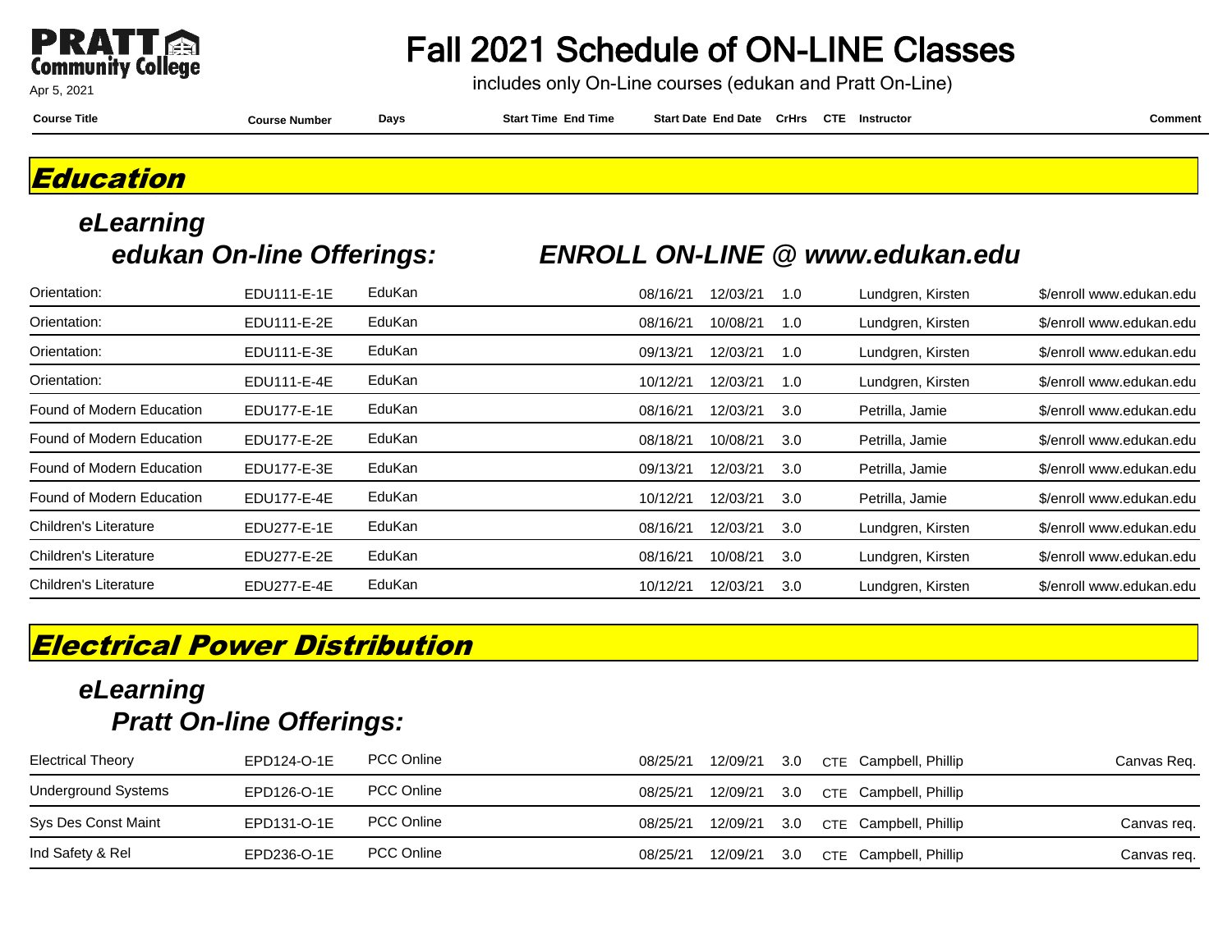# Fall 2021 Schedule of ON-LINE Classes

includes only On-Line courses (edukan and Pratt On-Line)

Apr 5, 2021

## Education

### eLearning

#### edukan On-line Offerings: ENROLL ON-LINE @ www.edukan.edu

| Course Title | Course Number | Days | Start Time | End Time | Start Date | End Date | CrHrs | CTE | Instructor | Comment |
|---|---|---|---|---|---|---|---|---|---|---|
| Orientation: | EDU111-E-1E | EduKan | | | 08/16/21 | 12/03/21 | 1.0 | | Lundgren, Kirsten | $/enroll www.edukan.edu |
| Orientation: | EDU111-E-2E | EduKan | | | 08/16/21 | 10/08/21 | 1.0 | | Lundgren, Kirsten | $/enroll www.edukan.edu |
| Orientation: | EDU111-E-3E | EduKan | | | 09/13/21 | 12/03/21 | 1.0 | | Lundgren, Kirsten | $/enroll www.edukan.edu |
| Orientation: | EDU111-E-4E | EduKan | | | 10/12/21 | 12/03/21 | 1.0 | | Lundgren, Kirsten | $/enroll www.edukan.edu |
| Found of Modern Education | EDU177-E-1E | EduKan | | | 08/16/21 | 12/03/21 | 3.0 | | Petrilla, Jamie | $/enroll www.edukan.edu |
| Found of Modern Education | EDU177-E-2E | EduKan | | | 08/18/21 | 10/08/21 | 3.0 | | Petrilla, Jamie | $/enroll www.edukan.edu |
| Found of Modern Education | EDU177-E-3E | EduKan | | | 09/13/21 | 12/03/21 | 3.0 | | Petrilla, Jamie | $/enroll www.edukan.edu |
| Found of Modern Education | EDU177-E-4E | EduKan | | | 10/12/21 | 12/03/21 | 3.0 | | Petrilla, Jamie | $/enroll www.edukan.edu |
| Children's Literature | EDU277-E-1E | EduKan | | | 08/16/21 | 12/03/21 | 3.0 | | Lundgren, Kirsten | $/enroll www.edukan.edu |
| Children's Literature | EDU277-E-2E | EduKan | | | 08/16/21 | 10/08/21 | 3.0 | | Lundgren, Kirsten | $/enroll www.edukan.edu |
| Children's Literature | EDU277-E-4E | EduKan | | | 10/12/21 | 12/03/21 | 3.0 | | Lundgren, Kirsten | $/enroll www.edukan.edu |

## Electrical Power Distribution

### eLearning

#### Pratt On-line Offerings:

| Course Title | Course Number | Days | Start Time | End Time | Start Date | End Date | CrHrs | CTE | Instructor | Comment |
|---|---|---|---|---|---|---|---|---|---|---|
| Electrical Theory | EPD124-O-1E | PCC Online | | | 08/25/21 | 12/09/21 | 3.0 | CTE | Campbell, Phillip | Canvas Req. |
| Underground Systems | EPD126-O-1E | PCC Online | | | 08/25/21 | 12/09/21 | 3.0 | CTE | Campbell, Phillip | |
| Sys Des Const Maint | EPD131-O-1E | PCC Online | | | 08/25/21 | 12/09/21 | 3.0 | CTE | Campbell, Phillip | Canvas req. |
| Ind Safety & Rel | EPD236-O-1E | PCC Online | | | 08/25/21 | 12/09/21 | 3.0 | CTE | Campbell, Phillip | Canvas req. |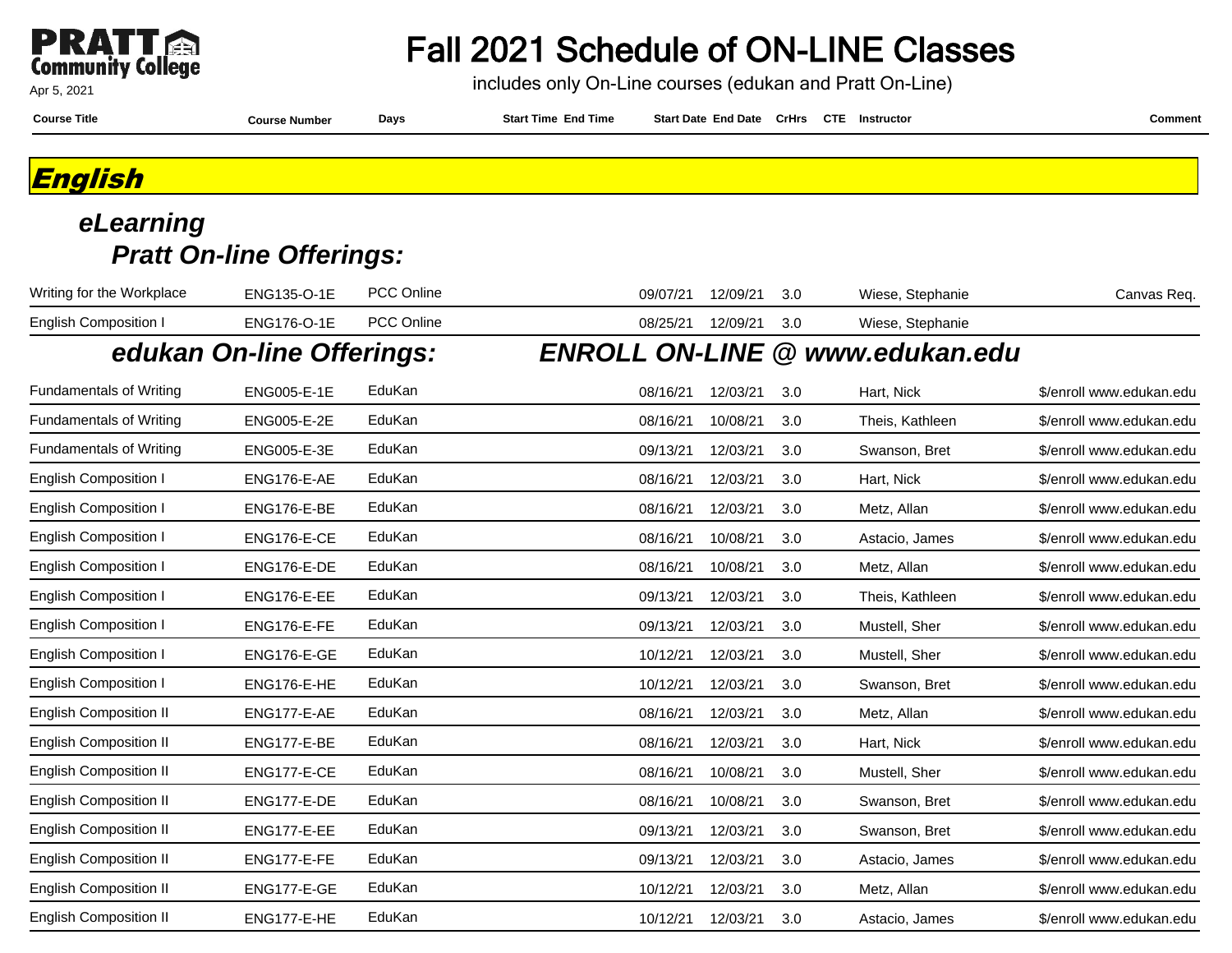# Fall 2021 Schedule of ON-LINE Classes

includes only On-Line courses (edukan and Pratt On-Line)

Pratt Community College

Apr 5, 2021

## English

### eLearning

### Pratt On-line Offerings:

| Course Title | Course Number | Days | Start Time | End Time | Start Date | End Date | CrHrs | CTE | Instructor | Comment |
|---|---|---|---|---|---|---|---|---|---|---|
| Writing for the Workplace | ENG135-O-1E | PCC Online | | | 09/07/21 | 12/09/21 | 3.0 | | Wiese, Stephanie | Canvas Req. |
| English Composition I | ENG176-O-1E | PCC Online | | | 08/25/21 | 12/09/21 | 3.0 | | Wiese, Stephanie | |

### edukan On-line Offerings: ENROLL ON-LINE @ www.edukan.edu

| Course Title | Course Number | Days | Start Time | End Time | Start Date | End Date | CrHrs | CTE | Instructor | Comment |
|---|---|---|---|---|---|---|---|---|---|---|
| Fundamentals of Writing | ENG005-E-1E | EduKan | | | 08/16/21 | 12/03/21 | 3.0 | | Hart, Nick | $/enroll www.edukan.edu |
| Fundamentals of Writing | ENG005-E-2E | EduKan | | | 08/16/21 | 10/08/21 | 3.0 | | Theis, Kathleen | $/enroll www.edukan.edu |
| Fundamentals of Writing | ENG005-E-3E | EduKan | | | 09/13/21 | 12/03/21 | 3.0 | | Swanson, Bret | $/enroll www.edukan.edu |
| English Composition I | ENG176-E-AE | EduKan | | | 08/16/21 | 12/03/21 | 3.0 | | Hart, Nick | $/enroll www.edukan.edu |
| English Composition I | ENG176-E-BE | EduKan | | | 08/16/21 | 12/03/21 | 3.0 | | Metz, Allan | $/enroll www.edukan.edu |
| English Composition I | ENG176-E-CE | EduKan | | | 08/16/21 | 10/08/21 | 3.0 | | Astacio, James | $/enroll www.edukan.edu |
| English Composition I | ENG176-E-DE | EduKan | | | 08/16/21 | 10/08/21 | 3.0 | | Metz, Allan | $/enroll www.edukan.edu |
| English Composition I | ENG176-E-EE | EduKan | | | 09/13/21 | 12/03/21 | 3.0 | | Theis, Kathleen | $/enroll www.edukan.edu |
| English Composition I | ENG176-E-FE | EduKan | | | 09/13/21 | 12/03/21 | 3.0 | | Mustell, Sher | $/enroll www.edukan.edu |
| English Composition I | ENG176-E-GE | EduKan | | | 10/12/21 | 12/03/21 | 3.0 | | Mustell, Sher | $/enroll www.edukan.edu |
| English Composition I | ENG176-E-HE | EduKan | | | 10/12/21 | 12/03/21 | 3.0 | | Swanson, Bret | $/enroll www.edukan.edu |
| English Composition II | ENG177-E-AE | EduKan | | | 08/16/21 | 12/03/21 | 3.0 | | Metz, Allan | $/enroll www.edukan.edu |
| English Composition II | ENG177-E-BE | EduKan | | | 08/16/21 | 12/03/21 | 3.0 | | Hart, Nick | $/enroll www.edukan.edu |
| English Composition II | ENG177-E-CE | EduKan | | | 08/16/21 | 10/08/21 | 3.0 | | Mustell, Sher | $/enroll www.edukan.edu |
| English Composition II | ENG177-E-DE | EduKan | | | 08/16/21 | 10/08/21 | 3.0 | | Swanson, Bret | $/enroll www.edukan.edu |
| English Composition II | ENG177-E-EE | EduKan | | | 09/13/21 | 12/03/21 | 3.0 | | Swanson, Bret | $/enroll www.edukan.edu |
| English Composition II | ENG177-E-FE | EduKan | | | 09/13/21 | 12/03/21 | 3.0 | | Astacio, James | $/enroll www.edukan.edu |
| English Composition II | ENG177-E-GE | EduKan | | | 10/12/21 | 12/03/21 | 3.0 | | Metz, Allan | $/enroll www.edukan.edu |
| English Composition II | ENG177-E-HE | EduKan | | | 10/12/21 | 12/03/21 | 3.0 | | Astacio, James | $/enroll www.edukan.edu |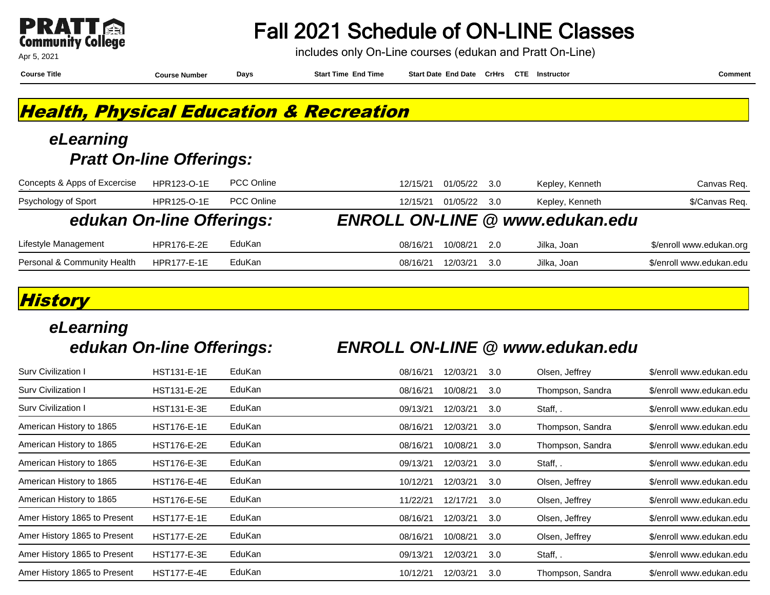PRATT Community College

Apr 5, 2021

# Fall 2021 Schedule of ON-LINE Classes

includes only On-Line courses (edukan and Pratt On-Line)

## Health, Physical Education & Recreation

### eLearning

#### Pratt On-line Offerings:

| Course Title | Course Number | Days | Start Time | End Time | Start Date | End Date | CrHrs | CTE | Instructor | Comment |
|---|---|---|---|---|---|---|---|---|---|---|
| Concepts & Apps of Excercise Sci | HPR123-O-1E | PCC Online | | | 12/15/21 | 01/05/22 | 3.0 | | Kepley, Kenneth | Canvas Req. |
| Psychology of Sport | HPR125-O-1E | PCC Online | | | 12/15/21 | 01/05/22 | 3.0 | | Kepley, Kenneth | $/Canvas Req. |

#### edukan On-line Offerings: ENROLL ON-LINE @ www.edukan.edu

| Course Title | Course Number | Days | Start Time | End Time | Start Date | End Date | CrHrs | CTE | Instructor | Comment |
|---|---|---|---|---|---|---|---|---|---|---|
| Lifestyle Management | HPR176-E-2E | EduKan | | | 08/16/21 | 10/08/21 | 2.0 | | Jilka, Joan | $/enroll www.edukan.org |
| Personal & Community Health | HPR177-E-1E | EduKan | | | 08/16/21 | 12/03/21 | 3.0 | | Jilka, Joan | $/enroll www.edukan.edu |

## History

### eLearning

#### edukan On-line Offerings: ENROLL ON-LINE @ www.edukan.edu

| Course Title | Course Number | Days | Start Time | End Time | Start Date | End Date | CrHrs | CTE | Instructor | Comment |
|---|---|---|---|---|---|---|---|---|---|---|
| Surv Civilization I | HST131-E-1E | EduKan | | | 08/16/21 | 12/03/21 | 3.0 | | Olsen, Jeffrey | $/enroll www.edukan.edu |
| Surv Civilization I | HST131-E-2E | EduKan | | | 08/16/21 | 10/08/21 | 3.0 | | Thompson, Sandra | $/enroll www.edukan.edu |
| Surv Civilization I | HST131-E-3E | EduKan | | | 09/13/21 | 12/03/21 | 3.0 | | Staff, . | $/enroll www.edukan.edu |
| American History to 1865 | HST176-E-1E | EduKan | | | 08/16/21 | 12/03/21 | 3.0 | | Thompson, Sandra | $/enroll www.edukan.edu |
| American History to 1865 | HST176-E-2E | EduKan | | | 08/16/21 | 10/08/21 | 3.0 | | Thompson, Sandra | $/enroll www.edukan.edu |
| American History to 1865 | HST176-E-3E | EduKan | | | 09/13/21 | 12/03/21 | 3.0 | | Staff, . | $/enroll www.edukan.edu |
| American History to 1865 | HST176-E-4E | EduKan | | | 10/12/21 | 12/03/21 | 3.0 | | Olsen, Jeffrey | $/enroll www.edukan.edu |
| American History to 1865 | HST176-E-5E | EduKan | | | 11/22/21 | 12/17/21 | 3.0 | | Olsen, Jeffrey | $/enroll www.edukan.edu |
| Amer History 1865 to Present | HST177-E-1E | EduKan | | | 08/16/21 | 12/03/21 | 3.0 | | Olsen, Jeffrey | $/enroll www.edukan.edu |
| Amer History 1865 to Present | HST177-E-2E | EduKan | | | 08/16/21 | 10/08/21 | 3.0 | | Olsen, Jeffrey | $/enroll www.edukan.edu |
| Amer History 1865 to Present | HST177-E-3E | EduKan | | | 09/13/21 | 12/03/21 | 3.0 | | Staff, . | $/enroll www.edukan.edu |
| Amer History 1865 to Present | HST177-E-4E | EduKan | | | 10/12/21 | 12/03/21 | 3.0 | | Thompson, Sandra | $/enroll www.edukan.edu |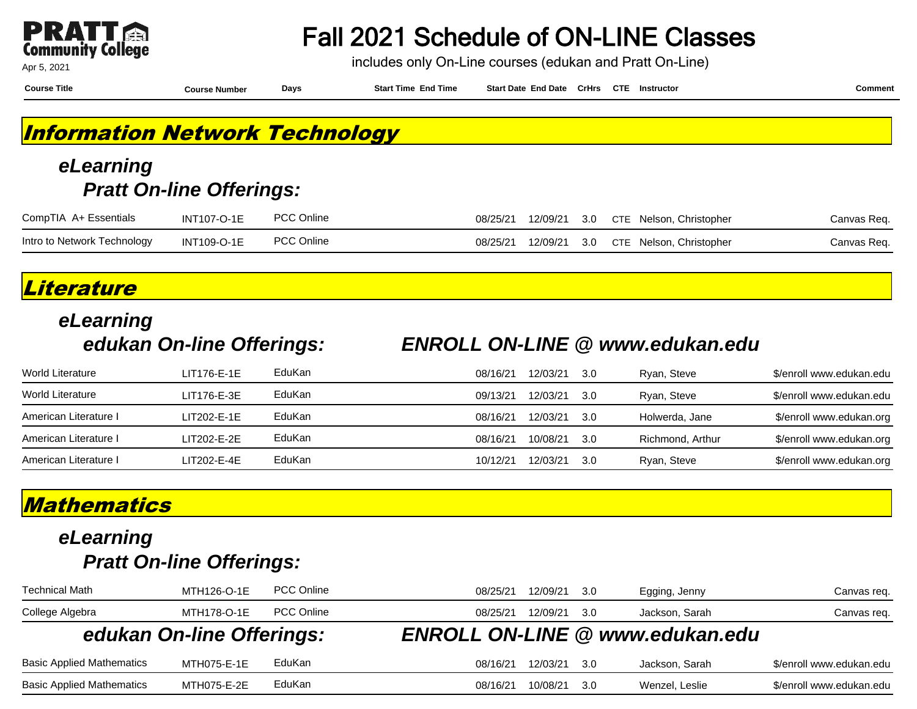PRATT Community College

Apr 5, 2021

# Fall 2021 Schedule of ON-LINE Classes

includes only On-Line courses (edukan and Pratt On-Line)

## Information Network Technology

### eLearning

#### Pratt On-line Offerings:

| Course Title | Course Number | Days | Start Time | End Time | Start Date | End Date | CrHrs | CTE | Instructor | Comment |
|---|---|---|---|---|---|---|---|---|---|---|
| CompTIA A+ Essentials | INT107-O-1E | PCC Online | | | 08/25/21 | 12/09/21 | 3.0 | CTE | Nelson, Christopher | Canvas Req. |
| Intro to Network Technology | INT109-O-1E | PCC Online | | | 08/25/21 | 12/09/21 | 3.0 | CTE | Nelson, Christopher | Canvas Req. |

## Literature

### eLearning

#### edukan On-line Offerings: ENROLL ON-LINE @ www.edukan.edu

| Course Title | Course Number | Days | Start Time | End Time | Start Date | End Date | CrHrs | CTE | Instructor | Comment |
|---|---|---|---|---|---|---|---|---|---|---|
| World Literature | LIT176-E-1E | EduKan | | | 08/16/21 | 12/03/21 | 3.0 | | Ryan, Steve | $/enroll www.edukan.edu |
| World Literature | LIT176-E-3E | EduKan | | | 09/13/21 | 12/03/21 | 3.0 | | Ryan, Steve | $/enroll www.edukan.edu |
| American Literature I | LIT202-E-1E | EduKan | | | 08/16/21 | 12/03/21 | 3.0 | | Holwerda, Jane | $/enroll www.edukan.org |
| American Literature I | LIT202-E-2E | EduKan | | | 08/16/21 | 10/08/21 | 3.0 | | Richmond, Arthur | $/enroll www.edukan.org |
| American Literature I | LIT202-E-4E | EduKan | | | 10/12/21 | 12/03/21 | 3.0 | | Ryan, Steve | $/enroll www.edukan.org |

## Mathematics

### eLearning

#### Pratt On-line Offerings:

| Course Title | Course Number | Days | Start Time | End Time | Start Date | End Date | CrHrs | CTE | Instructor | Comment |
|---|---|---|---|---|---|---|---|---|---|---|
| Technical Math | MTH126-O-1E | PCC Online | | | 08/25/21 | 12/09/21 | 3.0 | | Egging, Jenny | Canvas req. |
| College Algebra | MTH178-O-1E | PCC Online | | | 08/25/21 | 12/09/21 | 3.0 | | Jackson, Sarah | Canvas req. |

#### edukan On-line Offerings: ENROLL ON-LINE @ www.edukan.edu

| Course Title | Course Number | Days | Start Time | End Time | Start Date | End Date | CrHrs | CTE | Instructor | Comment |
|---|---|---|---|---|---|---|---|---|---|---|
| Basic Applied Mathematics | MTH075-E-1E | EduKan | | | 08/16/21 | 12/03/21 | 3.0 | | Jackson, Sarah | $/enroll www.edukan.edu |
| Basic Applied Mathematics | MTH075-E-2E | EduKan | | | 08/16/21 | 10/08/21 | 3.0 | | Wenzel, Leslie | $/enroll www.edukan.edu |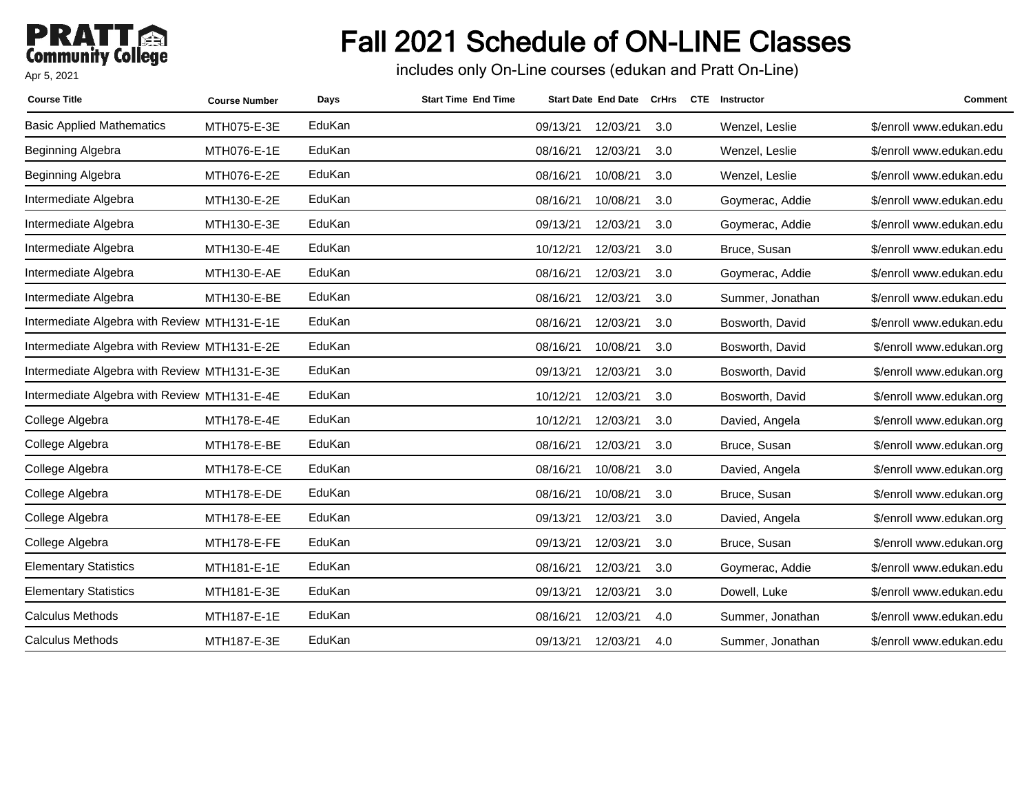**PRATT Community College**

Apr 5, 2021

# Fall 2021 Schedule of ON-LINE Classes

includes only On-Line courses (edukan and Pratt On-Line)

| Course Title | Course Number | Days | Start Time | End Time | Start Date | End Date | CrHrs | CTE | Instructor | Comment |
|---|---|---|---|---|---|---|---|---|---|---|
| Basic Applied Mathematics | MTH075-E-3E | EduKan | | | 09/13/21 | 12/03/21 | 3.0 | | Wenzel, Leslie | $/enroll www.edukan.edu |
| Beginning Algebra | MTH076-E-1E | EduKan | | | 08/16/21 | 12/03/21 | 3.0 | | Wenzel, Leslie | $/enroll www.edukan.edu |
| Beginning Algebra | MTH076-E-2E | EduKan | | | 08/16/21 | 10/08/21 | 3.0 | | Wenzel, Leslie | $/enroll www.edukan.edu |
| Intermediate Algebra | MTH130-E-2E | EduKan | | | 08/16/21 | 10/08/21 | 3.0 | | Goymerac, Addie | $/enroll www.edukan.edu |
| Intermediate Algebra | MTH130-E-3E | EduKan | | | 09/13/21 | 12/03/21 | 3.0 | | Goymerac, Addie | $/enroll www.edukan.edu |
| Intermediate Algebra | MTH130-E-4E | EduKan | | | 10/12/21 | 12/03/21 | 3.0 | | Bruce, Susan | $/enroll www.edukan.edu |
| Intermediate Algebra | MTH130-E-AE | EduKan | | | 08/16/21 | 12/03/21 | 3.0 | | Goymerac, Addie | $/enroll www.edukan.edu |
| Intermediate Algebra | MTH130-E-BE | EduKan | | | 08/16/21 | 12/03/21 | 3.0 | | Summer, Jonathan | $/enroll www.edukan.edu |
| Intermediate Algebra with Review | MTH131-E-1E | EduKan | | | 08/16/21 | 12/03/21 | 3.0 | | Bosworth, David | $/enroll www.edukan.edu |
| Intermediate Algebra with Review | MTH131-E-2E | EduKan | | | 08/16/21 | 10/08/21 | 3.0 | | Bosworth, David | $/enroll www.edukan.org |
| Intermediate Algebra with Review | MTH131-E-3E | EduKan | | | 09/13/21 | 12/03/21 | 3.0 | | Bosworth, David | $/enroll www.edukan.org |
| Intermediate Algebra with Review | MTH131-E-4E | EduKan | | | 10/12/21 | 12/03/21 | 3.0 | | Bosworth, David | $/enroll www.edukan.org |
| College Algebra | MTH178-E-4E | EduKan | | | 10/12/21 | 12/03/21 | 3.0 | | Davied, Angela | $/enroll www.edukan.org |
| College Algebra | MTH178-E-BE | EduKan | | | 08/16/21 | 12/03/21 | 3.0 | | Bruce, Susan | $/enroll www.edukan.org |
| College Algebra | MTH178-E-CE | EduKan | | | 08/16/21 | 10/08/21 | 3.0 | | Davied, Angela | $/enroll www.edukan.org |
| College Algebra | MTH178-E-DE | EduKan | | | 08/16/21 | 10/08/21 | 3.0 | | Bruce, Susan | $/enroll www.edukan.org |
| College Algebra | MTH178-E-EE | EduKan | | | 09/13/21 | 12/03/21 | 3.0 | | Davied, Angela | $/enroll www.edukan.org |
| College Algebra | MTH178-E-FE | EduKan | | | 09/13/21 | 12/03/21 | 3.0 | | Bruce, Susan | $/enroll www.edukan.org |
| Elementary Statistics | MTH181-E-1E | EduKan | | | 08/16/21 | 12/03/21 | 3.0 | | Goymerac, Addie | $/enroll www.edukan.edu |
| Elementary Statistics | MTH181-E-3E | EduKan | | | 09/13/21 | 12/03/21 | 3.0 | | Dowell, Luke | $/enroll www.edukan.edu |
| Calculus Methods | MTH187-E-1E | EduKan | | | 08/16/21 | 12/03/21 | 4.0 | | Summer, Jonathan | $/enroll www.edukan.edu |
| Calculus Methods | MTH187-E-3E | EduKan | | | 09/13/21 | 12/03/21 | 4.0 | | Summer, Jonathan | $/enroll www.edukan.edu |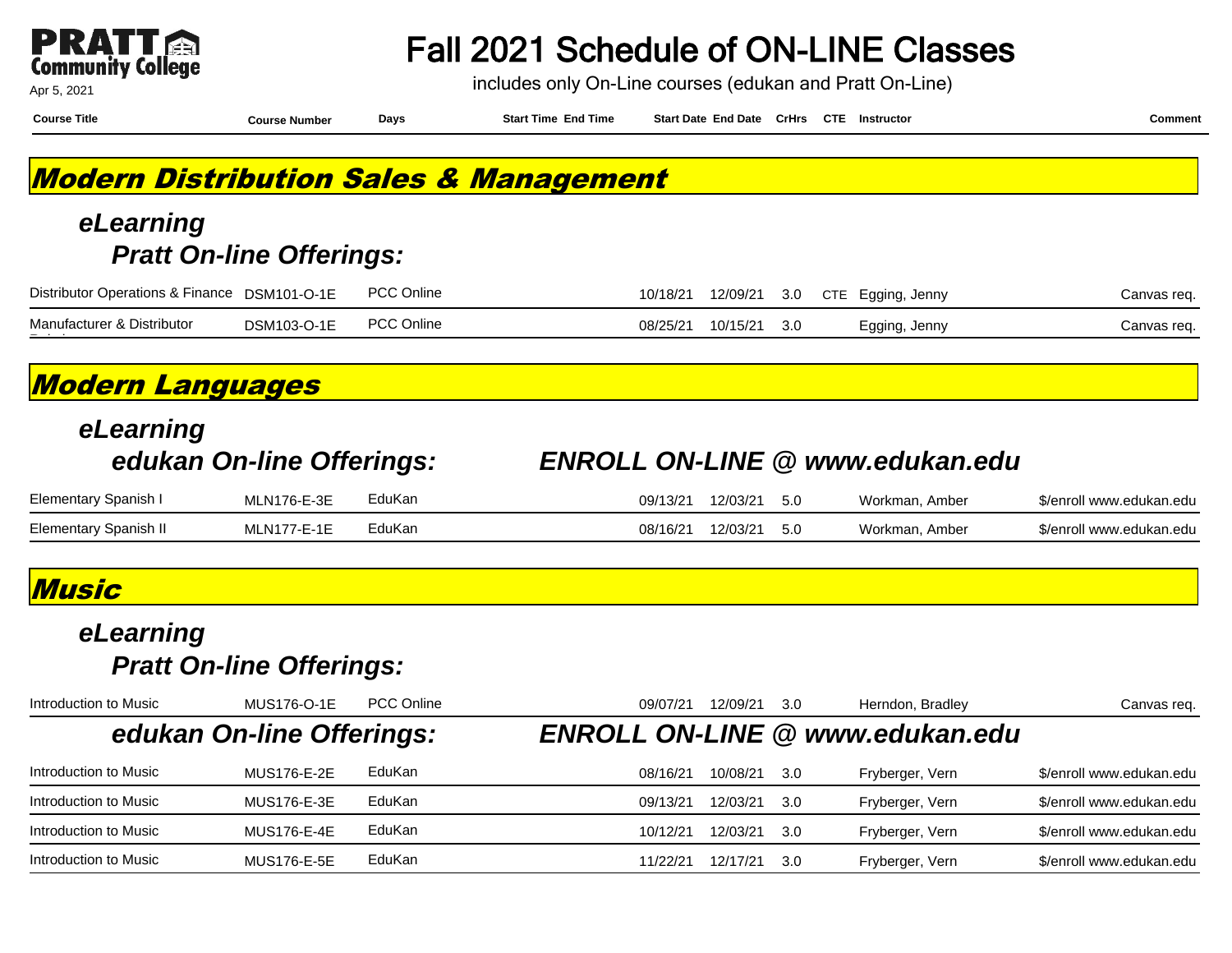# Fall 2021 Schedule of ON-LINE Classes

includes only On-Line courses (edukan and Pratt On-Line)

Apr 5, 2021

## Modern Distribution Sales & Management

### eLearning

#### Pratt On-line Offerings:

| Course Title | Course Number | Days | Start Time | End Time | Start Date | End Date | CrHrs | CTE | Instructor | Comment |
|---|---|---|---|---|---|---|---|---|---|---|
| Distributor Operations & Finance | DSM101-O-1E | PCC Online | | | 10/18/21 | 12/09/21 | 3.0 | CTE | Egging, Jenny | Canvas req. |
| Manufacturer & Distributor | DSM103-O-1E | PCC Online | | | 08/25/21 | 10/15/21 | 3.0 | | Egging, Jenny | Canvas req. |

## Modern Languages

### eLearning

#### edukan On-line Offerings: ENROLL ON-LINE @ www.edukan.edu

| Course Title | Course Number | Days | Start Time | End Time | Start Date | End Date | CrHrs | CTE | Instructor | Comment |
|---|---|---|---|---|---|---|---|---|---|---|
| Elementary Spanish I | MLN176-E-3E | EduKan | | | 09/13/21 | 12/03/21 | 5.0 | | Workman, Amber | $/enroll www.edukan.edu |
| Elementary Spanish II | MLN177-E-1E | EduKan | | | 08/16/21 | 12/03/21 | 5.0 | | Workman, Amber | $/enroll www.edukan.edu |

## Music

### eLearning

#### Pratt On-line Offerings:

| Course Title | Course Number | Days | Start Time | End Time | Start Date | End Date | CrHrs | CTE | Instructor | Comment |
|---|---|---|---|---|---|---|---|---|---|---|
| Introduction to Music | MUS176-O-1E | PCC Online | | | 09/07/21 | 12/09/21 | 3.0 | | Herndon, Bradley | Canvas req. |

#### edukan On-line Offerings: ENROLL ON-LINE @ www.edukan.edu

| Course Title | Course Number | Days | Start Time | End Time | Start Date | End Date | CrHrs | CTE | Instructor | Comment |
|---|---|---|---|---|---|---|---|---|---|---|
| Introduction to Music | MUS176-E-2E | EduKan | | | 08/16/21 | 10/08/21 | 3.0 | | Fryberger, Vern | $/enroll www.edukan.edu |
| Introduction to Music | MUS176-E-3E | EduKan | | | 09/13/21 | 12/03/21 | 3.0 | | Fryberger, Vern | $/enroll www.edukan.edu |
| Introduction to Music | MUS176-E-4E | EduKan | | | 10/12/21 | 12/03/21 | 3.0 | | Fryberger, Vern | $/enroll www.edukan.edu |
| Introduction to Music | MUS176-E-5E | EduKan | | | 11/22/21 | 12/17/21 | 3.0 | | Fryberger, Vern | $/enroll www.edukan.edu |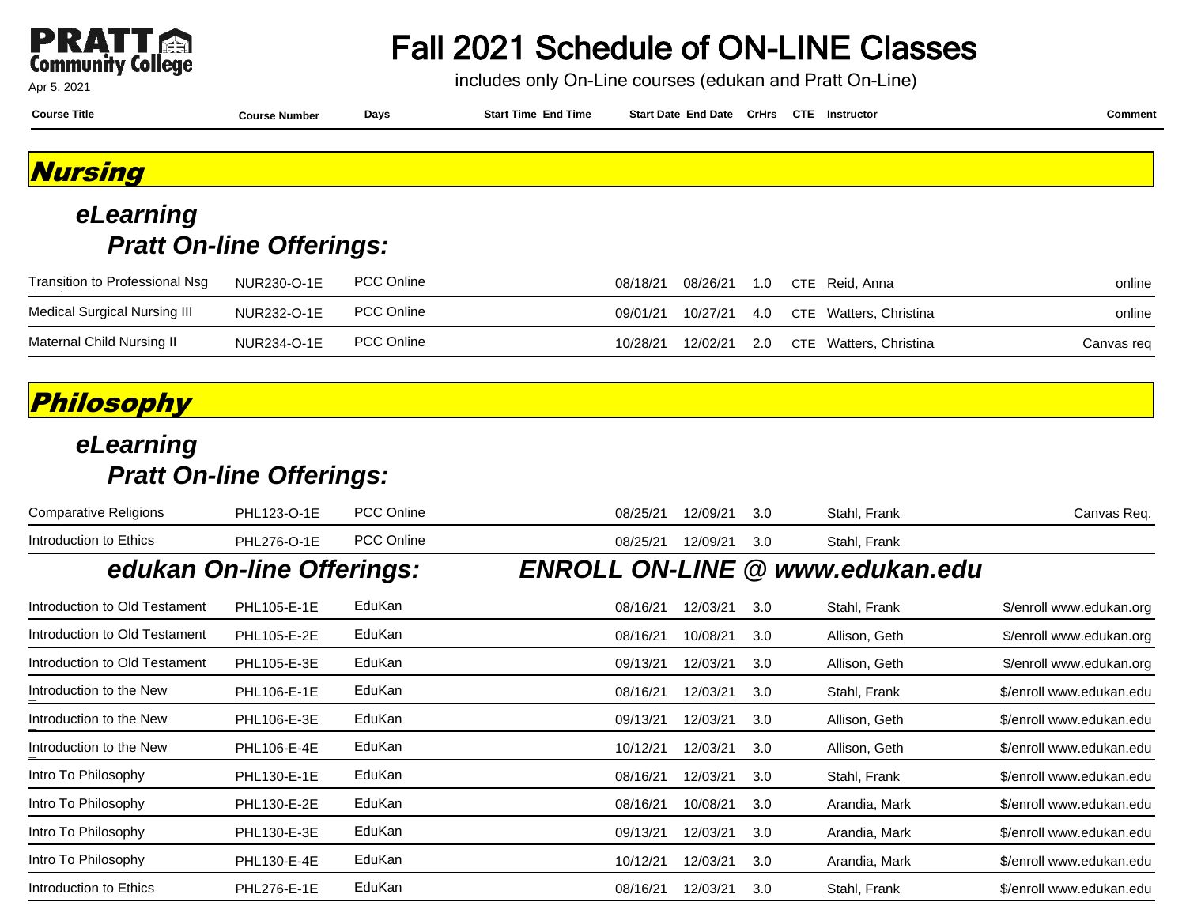# Fall 2021 Schedule of ON-LINE Classes

includes only On-Line courses (edukan and Pratt On-Line)

Apr 5, 2021

## Nursing

### eLearning

#### Pratt On-line Offerings:

| Course Title | Course Number | Days | Start Time | End Time | Start Date | End Date | CrHrs | CTE | Instructor | Comment |
|---|---|---|---|---|---|---|---|---|---|---|
| Transition to Professional Nsg Practice | NUR230-O-1E | PCC Online | | | 08/18/21 | 08/26/21 | 1.0 | CTE | Reid, Anna | online |
| Medical Surgical Nursing III | NUR232-O-1E | PCC Online | | | 09/01/21 | 10/27/21 | 4.0 | CTE | Watters, Christina | online |
| Maternal Child Nursing II | NUR234-O-1E | PCC Online | | | 10/28/21 | 12/02/21 | 2.0 | CTE | Watters, Christina | Canvas req |

## Philosophy

### eLearning

#### Pratt On-line Offerings:

| Course Title | Course Number | Days | Start Time | End Time | Start Date | End Date | CrHrs | CTE | Instructor | Comment |
|---|---|---|---|---|---|---|---|---|---|---|
| Comparative Religions | PHL123-O-1E | PCC Online | | | 08/25/21 | 12/09/21 | 3.0 | | Stahl, Frank | Canvas Req. |
| Introduction to Ethics | PHL276-O-1E | PCC Online | | | 08/25/21 | 12/09/21 | 3.0 | | Stahl, Frank | |

#### edukan On-line Offerings: ENROLL ON-LINE @ www.edukan.edu

| Course Title | Course Number | Days | Start Time | End Time | Start Date | End Date | CrHrs | CTE | Instructor | Comment |
|---|---|---|---|---|---|---|---|---|---|---|
| Introduction to Old Testament | PHL105-E-1E | EduKan | | | 08/16/21 | 12/03/21 | 3.0 | | Stahl, Frank | $/enroll www.edukan.org |
| Introduction to Old Testament | PHL105-E-2E | EduKan | | | 08/16/21 | 10/08/21 | 3.0 | | Allison, Geth | $/enroll www.edukan.org |
| Introduction to Old Testament | PHL105-E-3E | EduKan | | | 09/13/21 | 12/03/21 | 3.0 | | Allison, Geth | $/enroll www.edukan.org |
| Introduction to the New Testament | PHL106-E-1E | EduKan | | | 08/16/21 | 12/03/21 | 3.0 | | Stahl, Frank | $/enroll www.edukan.edu |
| Introduction to the New Testament | PHL106-E-3E | EduKan | | | 09/13/21 | 12/03/21 | 3.0 | | Allison, Geth | $/enroll www.edukan.edu |
| Introduction to the New Testament | PHL106-E-4E | EduKan | | | 10/12/21 | 12/03/21 | 3.0 | | Allison, Geth | $/enroll www.edukan.edu |
| Intro To Philosophy | PHL130-E-1E | EduKan | | | 08/16/21 | 12/03/21 | 3.0 | | Stahl, Frank | $/enroll www.edukan.edu |
| Intro To Philosophy | PHL130-E-2E | EduKan | | | 08/16/21 | 10/08/21 | 3.0 | | Arandia, Mark | $/enroll www.edukan.edu |
| Intro To Philosophy | PHL130-E-3E | EduKan | | | 09/13/21 | 12/03/21 | 3.0 | | Arandia, Mark | $/enroll www.edukan.edu |
| Intro To Philosophy | PHL130-E-4E | EduKan | | | 10/12/21 | 12/03/21 | 3.0 | | Arandia, Mark | $/enroll www.edukan.edu |
| Introduction to Ethics | PHL276-E-1E | EduKan | | | 08/16/21 | 12/03/21 | 3.0 | | Stahl, Frank | $/enroll www.edukan.edu |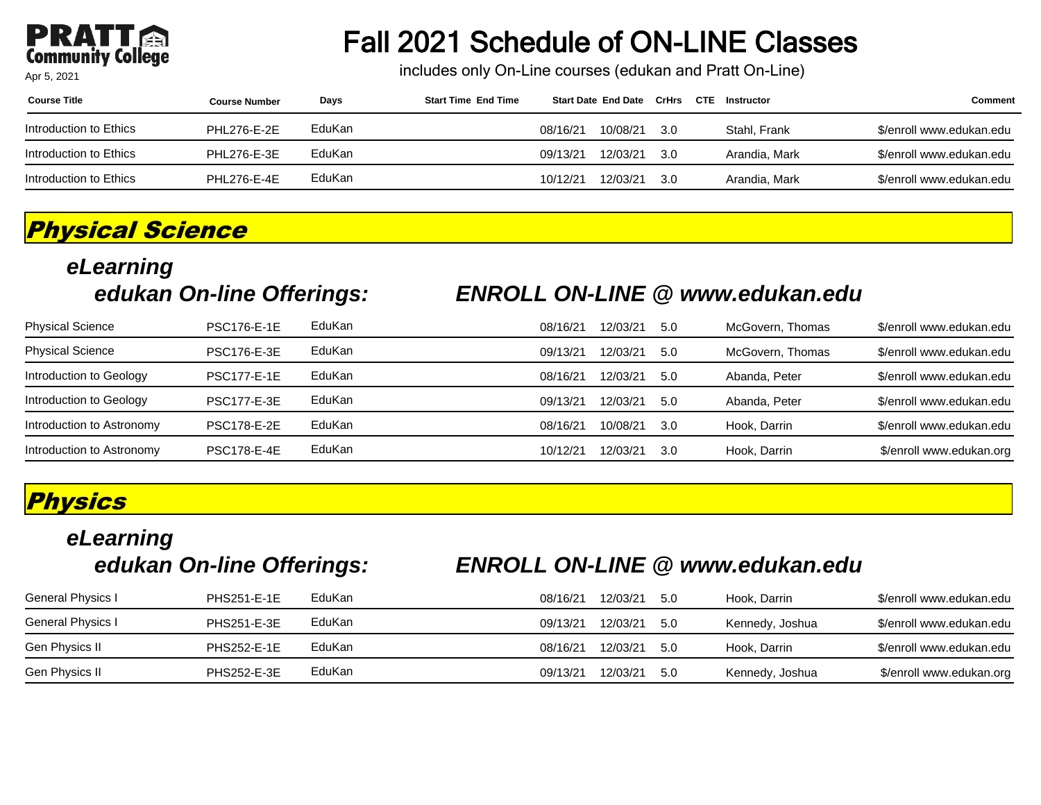# Fall 2021 Schedule of ON-LINE Classes

includes only On-Line courses (edukan and Pratt On-Line)

Apr 5, 2021

| Course Title | Course Number | Days | Start Time | End Time | Start Date | End Date | CrHrs | CTE | Instructor | Comment |
|---|---|---|---|---|---|---|---|---|---|---|
| Introduction to Ethics | PHL276-E-2E | EduKan | | | 08/16/21 | 10/08/21 | 3.0 | | Stahl, Frank | $/enroll www.edukan.edu |
| Introduction to Ethics | PHL276-E-3E | EduKan | | | 09/13/21 | 12/03/21 | 3.0 | | Arandia, Mark | $/enroll www.edukan.edu |
| Introduction to Ethics | PHL276-E-4E | EduKan | | | 10/12/21 | 12/03/21 | 3.0 | | Arandia, Mark | $/enroll www.edukan.edu |

## Physical Science

### eLearning

### edukan On-line Offerings: ENROLL ON-LINE @ www.edukan.edu

| Course Title | Course Number | Days | Start Time | End Time | Start Date | End Date | CrHrs | CTE | Instructor | Comment |
|---|---|---|---|---|---|---|---|---|---|---|
| Physical Science | PSC176-E-1E | EduKan | | | 08/16/21 | 12/03/21 | 5.0 | | McGovern, Thomas | $/enroll www.edukan.edu |
| Physical Science | PSC176-E-3E | EduKan | | | 09/13/21 | 12/03/21 | 5.0 | | McGovern, Thomas | $/enroll www.edukan.edu |
| Introduction to Geology | PSC177-E-1E | EduKan | | | 08/16/21 | 12/03/21 | 5.0 | | Abanda, Peter | $/enroll www.edukan.edu |
| Introduction to Geology | PSC177-E-3E | EduKan | | | 09/13/21 | 12/03/21 | 5.0 | | Abanda, Peter | $/enroll www.edukan.edu |
| Introduction to Astronomy | PSC178-E-2E | EduKan | | | 08/16/21 | 10/08/21 | 3.0 | | Hook, Darrin | $/enroll www.edukan.edu |
| Introduction to Astronomy | PSC178-E-4E | EduKan | | | 10/12/21 | 12/03/21 | 3.0 | | Hook, Darrin | $/enroll www.edukan.org |

## Physics

### eLearning

### edukan On-line Offerings: ENROLL ON-LINE @ www.edukan.edu

| Course Title | Course Number | Days | Start Time | End Time | Start Date | End Date | CrHrs | CTE | Instructor | Comment |
|---|---|---|---|---|---|---|---|---|---|---|
| General Physics I | PHS251-E-1E | EduKan | | | 08/16/21 | 12/03/21 | 5.0 | | Hook, Darrin | $/enroll www.edukan.edu |
| General Physics I | PHS251-E-3E | EduKan | | | 09/13/21 | 12/03/21 | 5.0 | | Kennedy, Joshua | $/enroll www.edukan.edu |
| Gen Physics II | PHS252-E-1E | EduKan | | | 08/16/21 | 12/03/21 | 5.0 | | Hook, Darrin | $/enroll www.edukan.edu |
| Gen Physics II | PHS252-E-3E | EduKan | | | 09/13/21 | 12/03/21 | 5.0 | | Kennedy, Joshua | $/enroll www.edukan.org |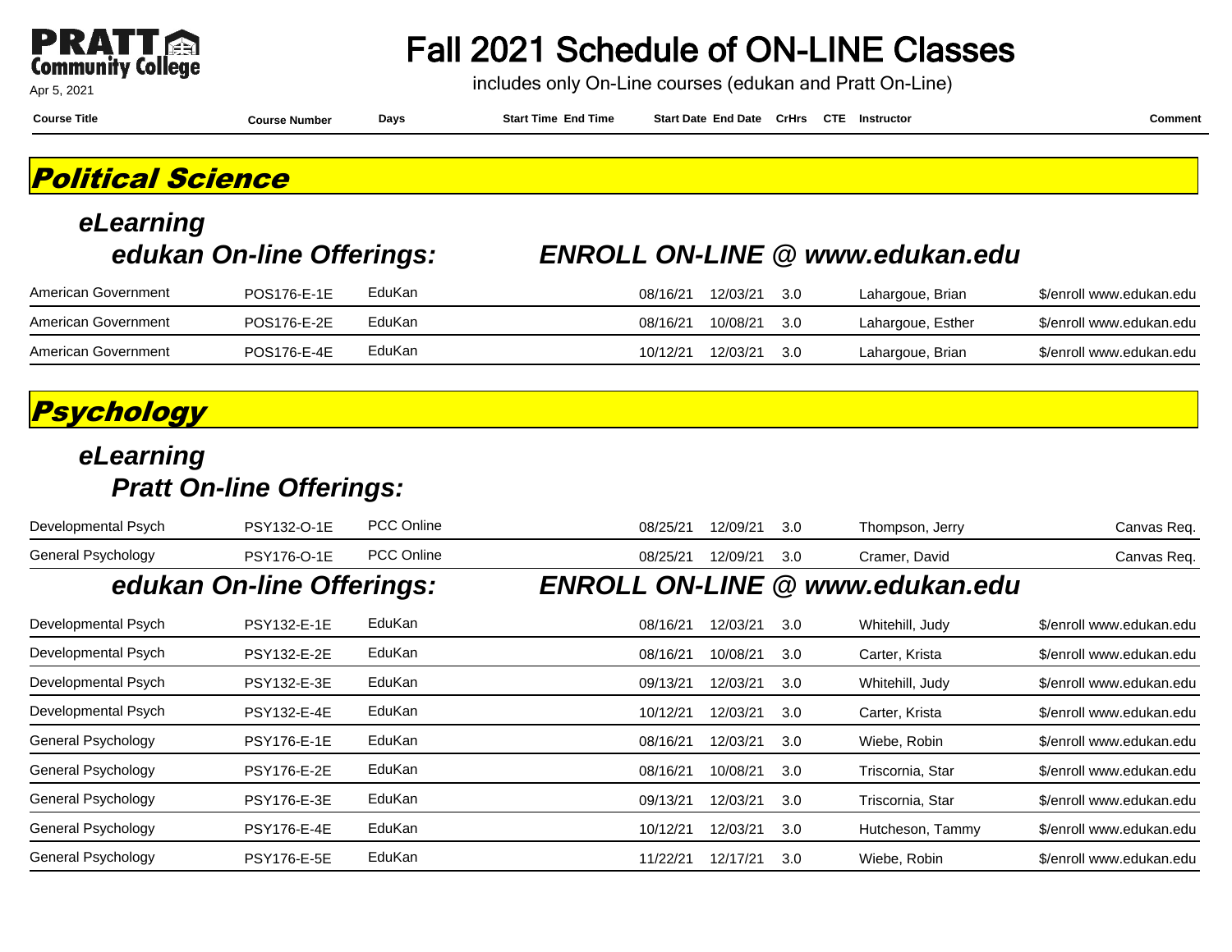**PRATT Community College**

Apr 5, 2021

# Fall 2021 Schedule of ON-LINE Classes

includes only On-Line courses (edukan and Pratt On-Line)

## Political Science

### eLearning

#### edukan On-line Offerings: ENROLL ON-LINE @ www.edukan.edu

| Course Title | Course Number | Days | Start Time | End Time | Start Date | End Date | CrHrs | CTE | Instructor | Comment |
|---|---|---|---|---|---|---|---|---|---|---|
| American Government | POS176-E-1E | EduKan | | | 08/16/21 | 12/03/21 | 3.0 | | Lahargoue, Brian | $/enroll www.edukan.edu |
| American Government | POS176-E-2E | EduKan | | | 08/16/21 | 10/08/21 | 3.0 | | Lahargoue, Esther | $/enroll www.edukan.edu |
| American Government | POS176-E-4E | EduKan | | | 10/12/21 | 12/03/21 | 3.0 | | Lahargoue, Brian | $/enroll www.edukan.edu |

## Psychology

### eLearning

#### Pratt On-line Offerings:

| Course Title | Course Number | Days | Start Time | End Time | Start Date | End Date | CrHrs | CTE | Instructor | Comment |
|---|---|---|---|---|---|---|---|---|---|---|
| Developmental Psych | PSY132-O-1E | PCC Online | | | 08/25/21 | 12/09/21 | 3.0 | | Thompson, Jerry | Canvas Req. |
| General Psychology | PSY176-O-1E | PCC Online | | | 08/25/21 | 12/09/21 | 3.0 | | Cramer, David | Canvas Req. |

#### edukan On-line Offerings: ENROLL ON-LINE @ www.edukan.edu

| Course Title | Course Number | Days | Start Time | End Time | Start Date | End Date | CrHrs | CTE | Instructor | Comment |
|---|---|---|---|---|---|---|---|---|---|---|
| Developmental Psych | PSY132-E-1E | EduKan | | | 08/16/21 | 12/03/21 | 3.0 | | Whitehill, Judy | $/enroll www.edukan.edu |
| Developmental Psych | PSY132-E-2E | EduKan | | | 08/16/21 | 10/08/21 | 3.0 | | Carter, Krista | $/enroll www.edukan.edu |
| Developmental Psych | PSY132-E-3E | EduKan | | | 09/13/21 | 12/03/21 | 3.0 | | Whitehill, Judy | $/enroll www.edukan.edu |
| Developmental Psych | PSY132-E-4E | EduKan | | | 10/12/21 | 12/03/21 | 3.0 | | Carter, Krista | $/enroll www.edukan.edu |
| General Psychology | PSY176-E-1E | EduKan | | | 08/16/21 | 12/03/21 | 3.0 | | Wiebe, Robin | $/enroll www.edukan.edu |
| General Psychology | PSY176-E-2E | EduKan | | | 08/16/21 | 10/08/21 | 3.0 | | Triscornia, Star | $/enroll www.edukan.edu |
| General Psychology | PSY176-E-3E | EduKan | | | 09/13/21 | 12/03/21 | 3.0 | | Triscornia, Star | $/enroll www.edukan.edu |
| General Psychology | PSY176-E-4E | EduKan | | | 10/12/21 | 12/03/21 | 3.0 | | Hutcheson, Tammy | $/enroll www.edukan.edu |
| General Psychology | PSY176-E-5E | EduKan | | | 11/22/21 | 12/17/21 | 3.0 | | Wiebe, Robin | $/enroll www.edukan.edu |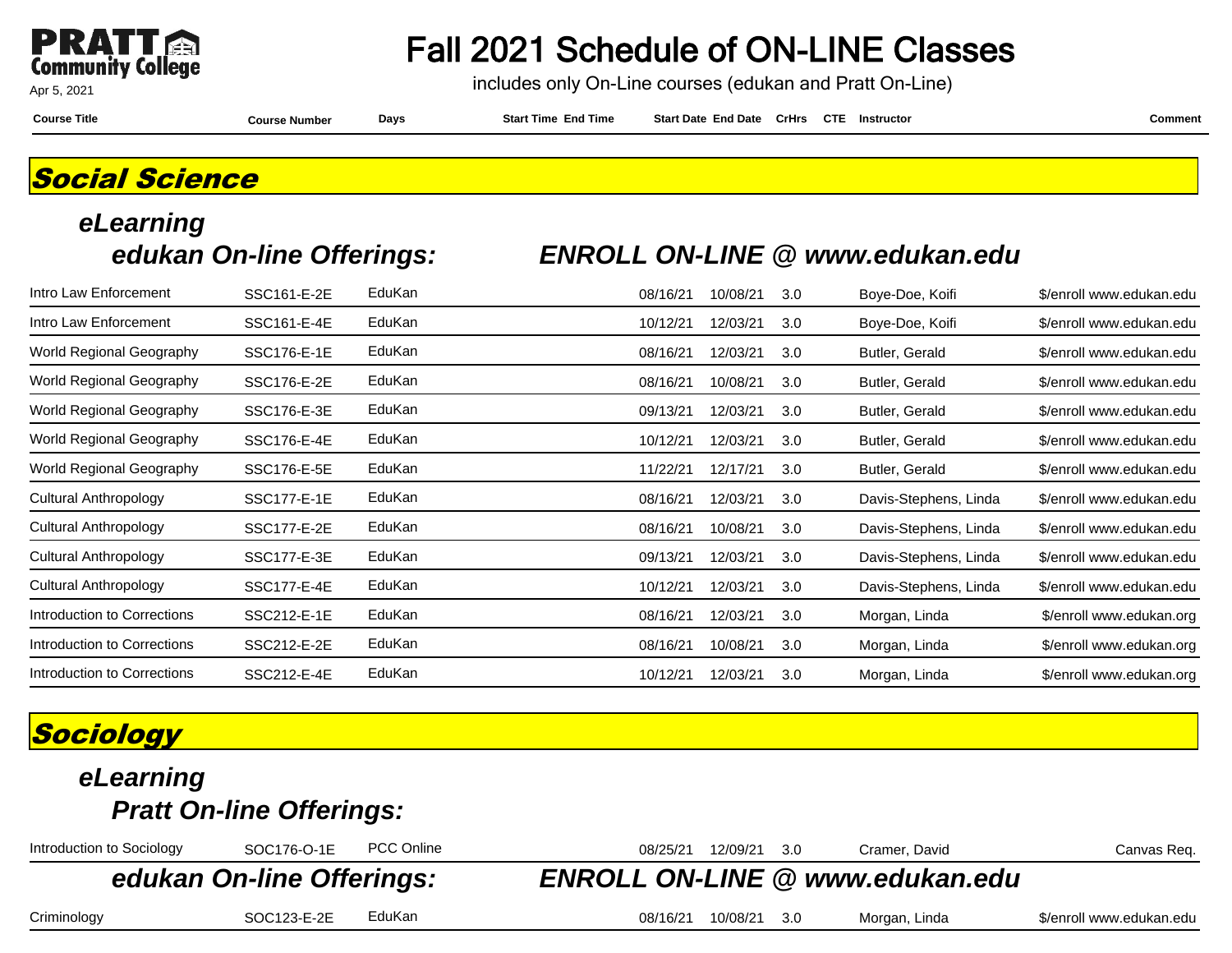**PRATT Community College**

Apr 5, 2021

# Fall 2021 Schedule of ON-LINE Classes

includes only On-Line courses (edukan and Pratt On-Line)

## Social Science

### eLearning

#### edukan On-line Offerings: ENROLL ON-LINE @ www.edukan.edu

| Course Title | Course Number | Days | Start Time | End Time | Start Date | End Date | CrHrs | CTE | Instructor | Comment |
|---|---|---|---|---|---|---|---|---|---|---|
| Intro Law Enforcement | SSC161-E-2E | EduKan | | | 08/16/21 | 10/08/21 | 3.0 | | Boye-Doe, Koifi | $/enroll www.edukan.edu |
| Intro Law Enforcement | SSC161-E-4E | EduKan | | | 10/12/21 | 12/03/21 | 3.0 | | Boye-Doe, Koifi | $/enroll www.edukan.edu |
| World Regional Geography | SSC176-E-1E | EduKan | | | 08/16/21 | 12/03/21 | 3.0 | | Butler, Gerald | $/enroll www.edukan.edu |
| World Regional Geography | SSC176-E-2E | EduKan | | | 08/16/21 | 10/08/21 | 3.0 | | Butler, Gerald | $/enroll www.edukan.edu |
| World Regional Geography | SSC176-E-3E | EduKan | | | 09/13/21 | 12/03/21 | 3.0 | | Butler, Gerald | $/enroll www.edukan.edu |
| World Regional Geography | SSC176-E-4E | EduKan | | | 10/12/21 | 12/03/21 | 3.0 | | Butler, Gerald | $/enroll www.edukan.edu |
| World Regional Geography | SSC176-E-5E | EduKan | | | 11/22/21 | 12/17/21 | 3.0 | | Butler, Gerald | $/enroll www.edukan.edu |
| Cultural Anthropology | SSC177-E-1E | EduKan | | | 08/16/21 | 12/03/21 | 3.0 | | Davis-Stephens, Linda | $/enroll www.edukan.edu |
| Cultural Anthropology | SSC177-E-2E | EduKan | | | 08/16/21 | 10/08/21 | 3.0 | | Davis-Stephens, Linda | $/enroll www.edukan.edu |
| Cultural Anthropology | SSC177-E-3E | EduKan | | | 09/13/21 | 12/03/21 | 3.0 | | Davis-Stephens, Linda | $/enroll www.edukan.edu |
| Cultural Anthropology | SSC177-E-4E | EduKan | | | 10/12/21 | 12/03/21 | 3.0 | | Davis-Stephens, Linda | $/enroll www.edukan.edu |
| Introduction to Corrections | SSC212-E-1E | EduKan | | | 08/16/21 | 12/03/21 | 3.0 | | Morgan, Linda | $/enroll www.edukan.org |
| Introduction to Corrections | SSC212-E-2E | EduKan | | | 08/16/21 | 10/08/21 | 3.0 | | Morgan, Linda | $/enroll www.edukan.org |
| Introduction to Corrections | SSC212-E-4E | EduKan | | | 10/12/21 | 12/03/21 | 3.0 | | Morgan, Linda | $/enroll www.edukan.org |

## Sociology

### eLearning

#### Pratt On-line Offerings:

| Course Title | Course Number | Days | Start Time | End Time | Start Date | End Date | CrHrs | CTE | Instructor | Comment |
|---|---|---|---|---|---|---|---|---|---|---|
| Introduction to Sociology | SOC176-O-1E | PCC Online | | | 08/25/21 | 12/09/21 | 3.0 | | Cramer, David | Canvas Req. |

#### edukan On-line Offerings: ENROLL ON-LINE @ www.edukan.edu

| Course Title | Course Number | Days | Start Time | End Time | Start Date | End Date | CrHrs | CTE | Instructor | Comment |
|---|---|---|---|---|---|---|---|---|---|---|
| Criminology | SOC123-E-2E | EduKan | | | 08/16/21 | 10/08/21 | 3.0 | | Morgan, Linda | $/enroll www.edukan.edu |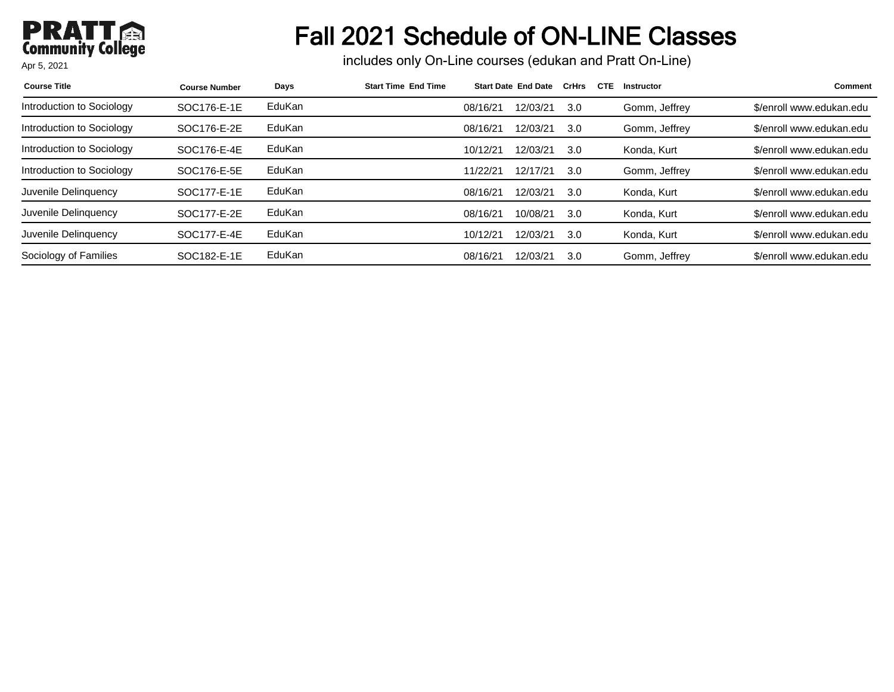**PRATT Community College**

Apr 5, 2021

# Fall 2021 Schedule of ON-LINE Classes

includes only On-Line courses (edukan and Pratt On-Line)

| Course Title | Course Number | Days | Start Time | End Time | Start Date | End Date | CrHrs | CTE | Instructor | Comment |
|---|---|---|---|---|---|---|---|---|---|---|
| Introduction to Sociology | SOC176-E-1E | EduKan | | | 08/16/21 | 12/03/21 | 3.0 | | Gomm, Jeffrey | $/enroll www.edukan.edu |
| Introduction to Sociology | SOC176-E-2E | EduKan | | | 08/16/21 | 12/03/21 | 3.0 | | Gomm, Jeffrey | $/enroll www.edukan.edu |
| Introduction to Sociology | SOC176-E-4E | EduKan | | | 10/12/21 | 12/03/21 | 3.0 | | Konda, Kurt | $/enroll www.edukan.edu |
| Introduction to Sociology | SOC176-E-5E | EduKan | | | 11/22/21 | 12/17/21 | 3.0 | | Gomm, Jeffrey | $/enroll www.edukan.edu |
| Juvenile Delinquency | SOC177-E-1E | EduKan | | | 08/16/21 | 12/03/21 | 3.0 | | Konda, Kurt | $/enroll www.edukan.edu |
| Juvenile Delinquency | SOC177-E-2E | EduKan | | | 08/16/21 | 10/08/21 | 3.0 | | Konda, Kurt | $/enroll www.edukan.edu |
| Juvenile Delinquency | SOC177-E-4E | EduKan | | | 10/12/21 | 12/03/21 | 3.0 | | Konda, Kurt | $/enroll www.edukan.edu |
| Sociology of Families | SOC182-E-1E | EduKan | | | 08/16/21 | 12/03/21 | 3.0 | | Gomm, Jeffrey | $/enroll www.edukan.edu |